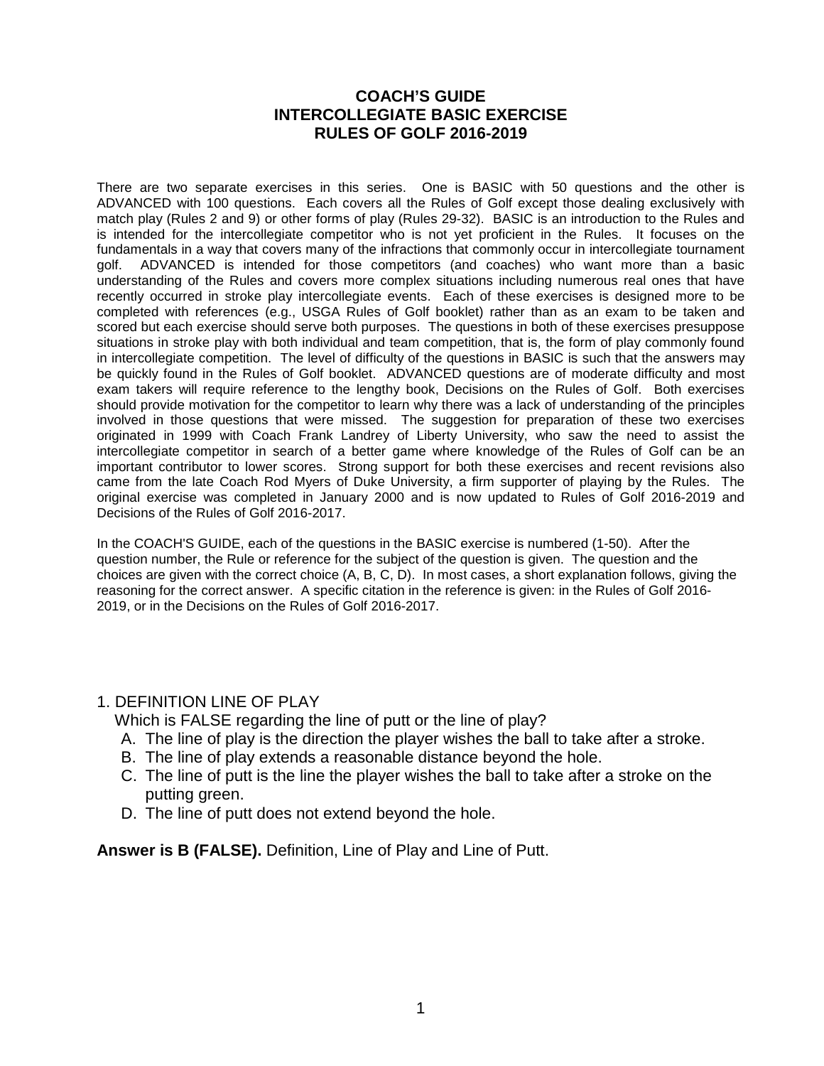# COACH'S GUIDE
# INTERCOLLEGIATE BASIC EXERCISE
# RULES OF GOLF 2016-2019

There are two separate exercises in this series. One is BASIC with 50 questions and the other is ADVANCED with 100 questions. Each covers all the Rules of Golf except those dealing exclusively with match play (Rules 2 and 9) or other forms of play (Rules 29-32). BASIC is an introduction to the Rules and is intended for the intercollegiate competitor who is not yet proficient in the Rules. It focuses on the fundamentals in a way that covers many of the infractions that commonly occur in intercollegiate tournament golf. ADVANCED is intended for those competitors (and coaches) who want more than a basic understanding of the Rules and covers more complex situations including numerous real ones that have recently occurred in stroke play intercollegiate events. Each of these exercises is designed more to be completed with references (e.g., USGA Rules of Golf booklet) rather than as an exam to be taken and scored but each exercise should serve both purposes. The questions in both of these exercises presuppose situations in stroke play with both individual and team competition, that is, the form of play commonly found in intercollegiate competition. The level of difficulty of the questions in BASIC is such that the answers may be quickly found in the Rules of Golf booklet. ADVANCED questions are of moderate difficulty and most exam takers will require reference to the lengthy book, Decisions on the Rules of Golf. Both exercises should provide motivation for the competitor to learn why there was a lack of understanding of the principles involved in those questions that were missed. The suggestion for preparation of these two exercises originated in 1999 with Coach Frank Landrey of Liberty University, who saw the need to assist the intercollegiate competitor in search of a better game where knowledge of the Rules of Golf can be an important contributor to lower scores. Strong support for both these exercises and recent revisions also came from the late Coach Rod Myers of Duke University, a firm supporter of playing by the Rules. The original exercise was completed in January 2000 and is now updated to Rules of Golf 2016-2019 and Decisions of the Rules of Golf 2016-2017.

In the COACH'S GUIDE, each of the questions in the BASIC exercise is numbered (1-50). After the question number, the Rule or reference for the subject of the question is given. The question and the choices are given with the correct choice (A, B, C, D). In most cases, a short explanation follows, giving the reasoning for the correct answer. A specific citation in the reference is given: in the Rules of Golf 2016-2019, or in the Decisions on the Rules of Golf 2016-2017.

1. DEFINITION LINE OF PLAY

Which is FALSE regarding the line of putt or the line of play?

A. The line of play is the direction the player wishes the ball to take after a stroke.
B. The line of play extends a reasonable distance beyond the hole.
C. The line of putt is the line the player wishes the ball to take after a stroke on the putting green.
D. The line of putt does not extend beyond the hole.

**Answer is B (FALSE).** Definition, Line of Play and Line of Putt.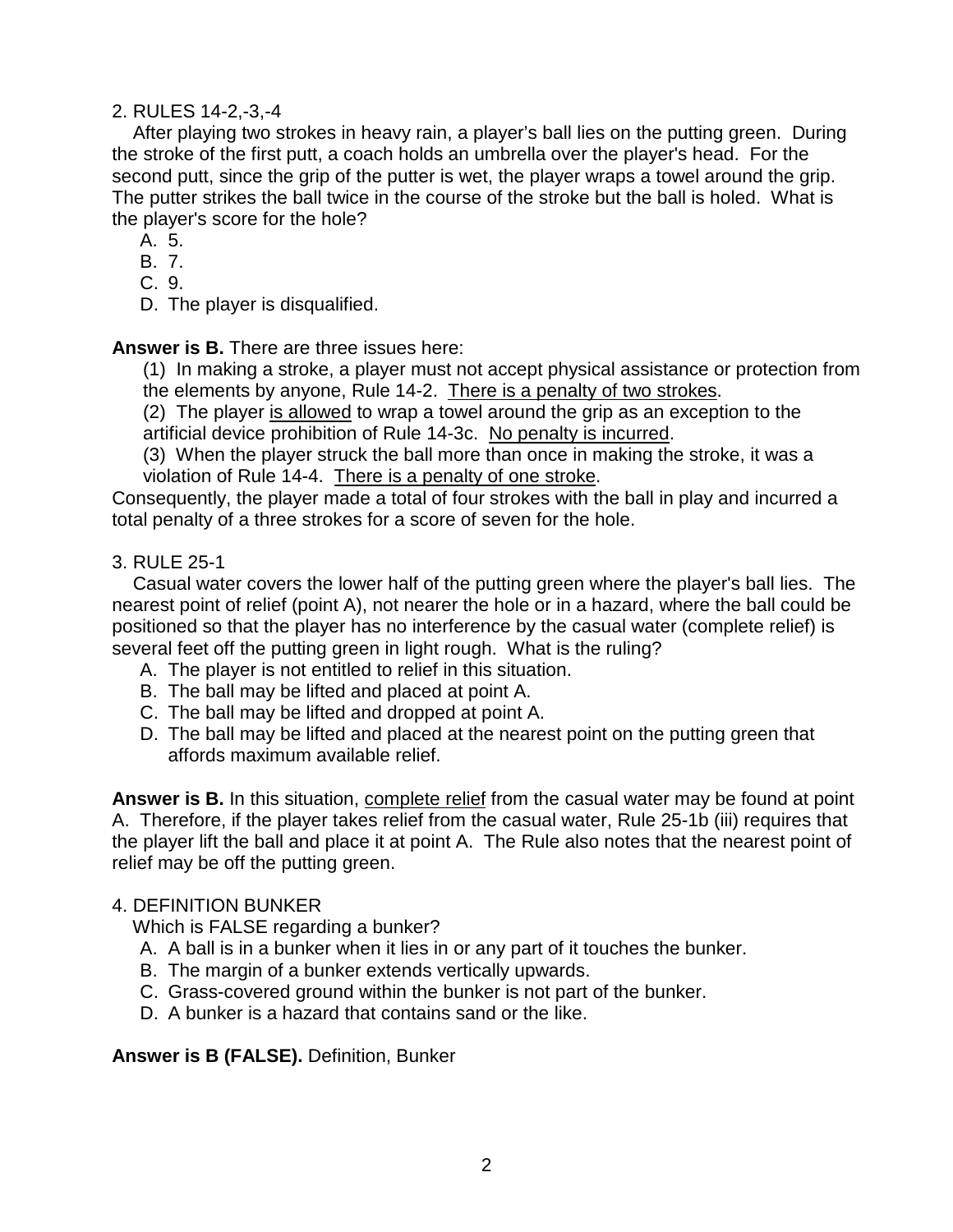2. RULES 14-2,-3,-4

After playing two strokes in heavy rain, a player's ball lies on the putting green. During the stroke of the first putt, a coach holds an umbrella over the player's head. For the second putt, since the grip of the putter is wet, the player wraps a towel around the grip. The putter strikes the ball twice in the course of the stroke but the ball is holed. What is the player's score for the hole?

A. 5.
B. 7.
C. 9.
D. The player is disqualified.

**Answer is B.** There are three issues here:

(1) In making a stroke, a player must not accept physical assistance or protection from the elements by anyone, Rule 14-2. <u>There is a penalty of two strokes</u>.

(2) The player <u>is allowed</u> to wrap a towel around the grip as an exception to the artificial device prohibition of Rule 14-3c. <u>No penalty is incurred</u>.

(3) When the player struck the ball more than once in making the stroke, it was a violation of Rule 14-4. <u>There is a penalty of one stroke</u>.

Consequently, the player made a total of four strokes with the ball in play and incurred a total penalty of a three strokes for a score of seven for the hole.

3. RULE 25-1

Casual water covers the lower half of the putting green where the player's ball lies. The nearest point of relief (point A), not nearer the hole or in a hazard, where the ball could be positioned so that the player has no interference by the casual water (complete relief) is several feet off the putting green in light rough. What is the ruling?

A. The player is not entitled to relief in this situation.
B. The ball may be lifted and placed at point A.
C. The ball may be lifted and dropped at point A.
D. The ball may be lifted and placed at the nearest point on the putting green that affords maximum available relief.

**Answer is B.** In this situation, <u>complete relief</u> from the casual water may be found at point A. Therefore, if the player takes relief from the casual water, Rule 25-1b (iii) requires that the player lift the ball and place it at point A. The Rule also notes that the nearest point of relief may be off the putting green.

4. DEFINITION BUNKER

Which is FALSE regarding a bunker?

A. A ball is in a bunker when it lies in or any part of it touches the bunker.
B. The margin of a bunker extends vertically upwards.
C. Grass-covered ground within the bunker is not part of the bunker.
D. A bunker is a hazard that contains sand or the like.

**Answer is B (FALSE).** Definition, Bunker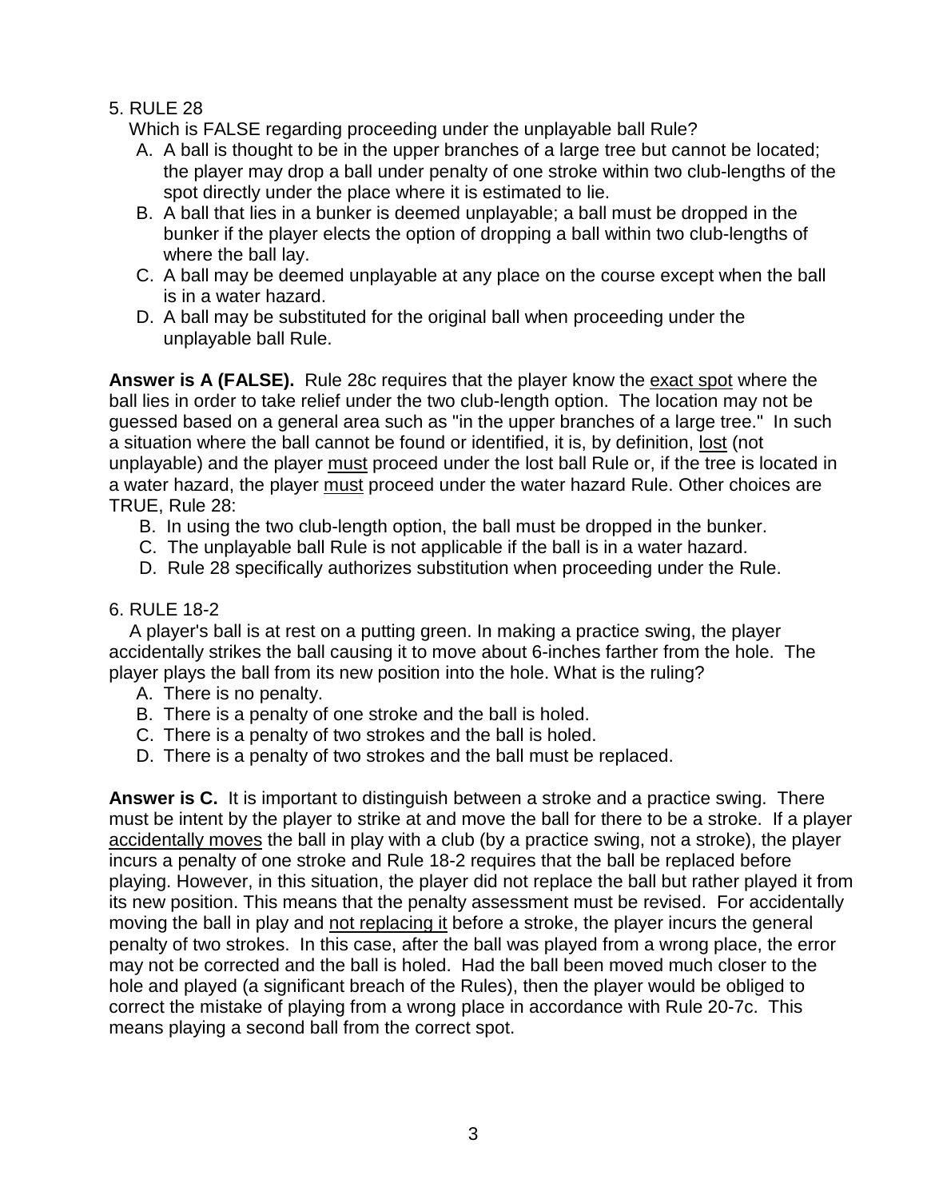5. RULE 28

Which is FALSE regarding proceeding under the unplayable ball Rule?

A. A ball is thought to be in the upper branches of a large tree but cannot be located; the player may drop a ball under penalty of one stroke within two club-lengths of the spot directly under the place where it is estimated to lie.
B. A ball that lies in a bunker is deemed unplayable; a ball must be dropped in the bunker if the player elects the option of dropping a ball within two club-lengths of where the ball lay.
C. A ball may be deemed unplayable at any place on the course except when the ball is in a water hazard.
D. A ball may be substituted for the original ball when proceeding under the unplayable ball Rule.

**Answer is A (FALSE).** Rule 28c requires that the player know the <u>exact spot</u> where the ball lies in order to take relief under the two club-length option. The location may not be guessed based on a general area such as "in the upper branches of a large tree." In such a situation where the ball cannot be found or identified, it is, by definition, <u>lost</u> (not unplayable) and the player <u>must</u> proceed under the lost ball Rule or, if the tree is located in a water hazard, the player <u>must</u> proceed under the water hazard Rule. Other choices are TRUE, Rule 28:

B. In using the two club-length option, the ball must be dropped in the bunker.
C. The unplayable ball Rule is not applicable if the ball is in a water hazard.
D. Rule 28 specifically authorizes substitution when proceeding under the Rule.

6. RULE 18-2

A player's ball is at rest on a putting green. In making a practice swing, the player accidentally strikes the ball causing it to move about 6-inches farther from the hole. The player plays the ball from its new position into the hole. What is the ruling?

A. There is no penalty.
B. There is a penalty of one stroke and the ball is holed.
C. There is a penalty of two strokes and the ball is holed.
D. There is a penalty of two strokes and the ball must be replaced.

**Answer is C.** It is important to distinguish between a stroke and a practice swing. There must be intent by the player to strike at and move the ball for there to be a stroke. If a player <u>accidentally moves</u> the ball in play with a club (by a practice swing, not a stroke), the player incurs a penalty of one stroke and Rule 18-2 requires that the ball be replaced before playing. However, in this situation, the player did not replace the ball but rather played it from its new position. This means that the penalty assessment must be revised. For accidentally moving the ball in play and <u>not replacing it</u> before a stroke, the player incurs the general penalty of two strokes. In this case, after the ball was played from a wrong place, the error may not be corrected and the ball is holed. Had the ball been moved much closer to the hole and played (a significant breach of the Rules), then the player would be obliged to correct the mistake of playing from a wrong place in accordance with Rule 20-7c. This means playing a second ball from the correct spot.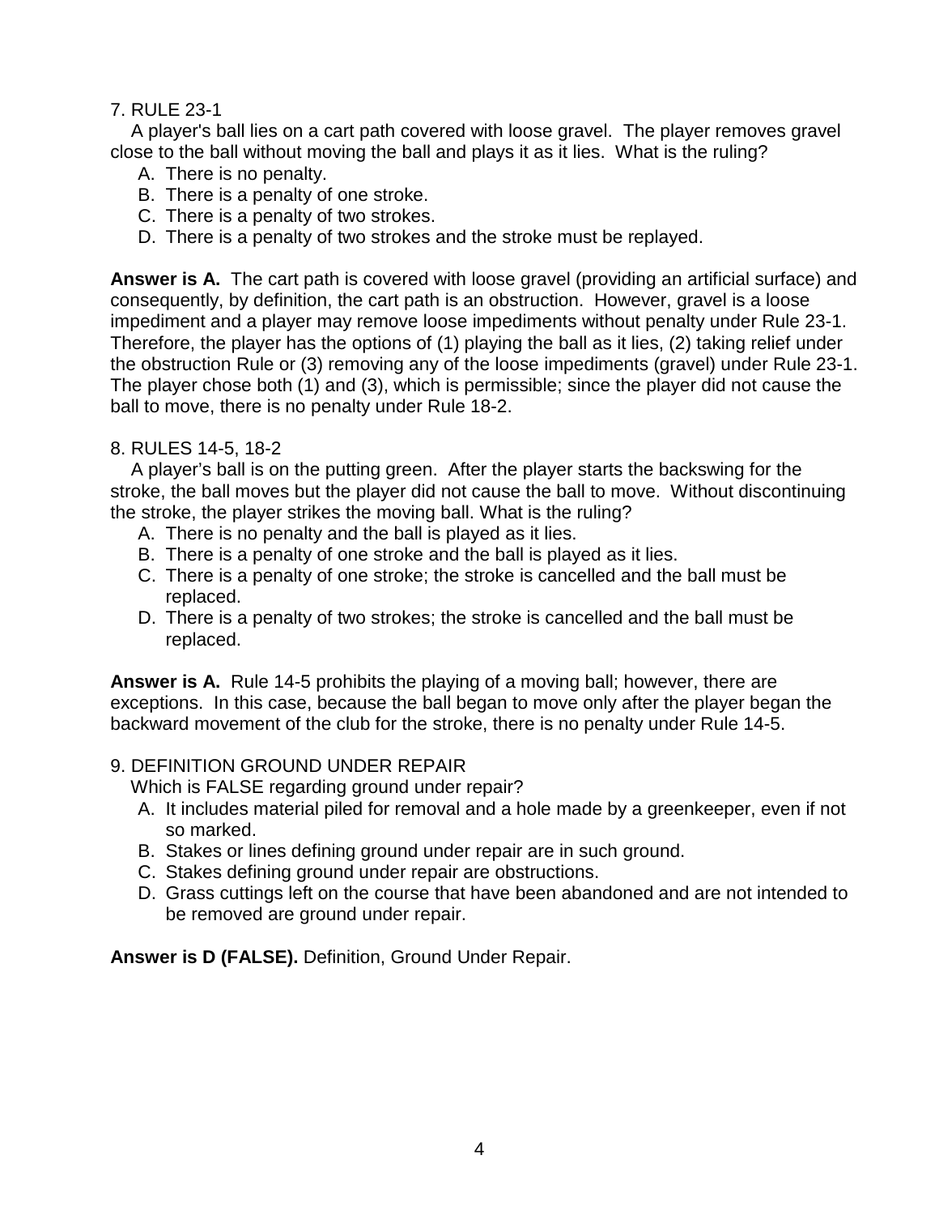7. RULE 23-1

A player's ball lies on a cart path covered with loose gravel. The player removes gravel close to the ball without moving the ball and plays it as it lies. What is the ruling?

A. There is no penalty.
B. There is a penalty of one stroke.
C. There is a penalty of two strokes.
D. There is a penalty of two strokes and the stroke must be replayed.

**Answer is A.** The cart path is covered with loose gravel (providing an artificial surface) and consequently, by definition, the cart path is an obstruction. However, gravel is a loose impediment and a player may remove loose impediments without penalty under Rule 23-1. Therefore, the player has the options of (1) playing the ball as it lies, (2) taking relief under the obstruction Rule or (3) removing any of the loose impediments (gravel) under Rule 23-1. The player chose both (1) and (3), which is permissible; since the player did not cause the ball to move, there is no penalty under Rule 18-2.

8. RULES 14-5, 18-2

A player's ball is on the putting green. After the player starts the backswing for the stroke, the ball moves but the player did not cause the ball to move. Without discontinuing the stroke, the player strikes the moving ball. What is the ruling?

A. There is no penalty and the ball is played as it lies.
B. There is a penalty of one stroke and the ball is played as it lies.
C. There is a penalty of one stroke; the stroke is cancelled and the ball must be replaced.
D. There is a penalty of two strokes; the stroke is cancelled and the ball must be replaced.

**Answer is A.** Rule 14-5 prohibits the playing of a moving ball; however, there are exceptions. In this case, because the ball began to move only after the player began the backward movement of the club for the stroke, there is no penalty under Rule 14-5.

9. DEFINITION GROUND UNDER REPAIR

Which is FALSE regarding ground under repair?

A. It includes material piled for removal and a hole made by a greenkeeper, even if not so marked.
B. Stakes or lines defining ground under repair are in such ground.
C. Stakes defining ground under repair are obstructions.
D. Grass cuttings left on the course that have been abandoned and are not intended to be removed are ground under repair.

**Answer is D (FALSE).** Definition, Ground Under Repair.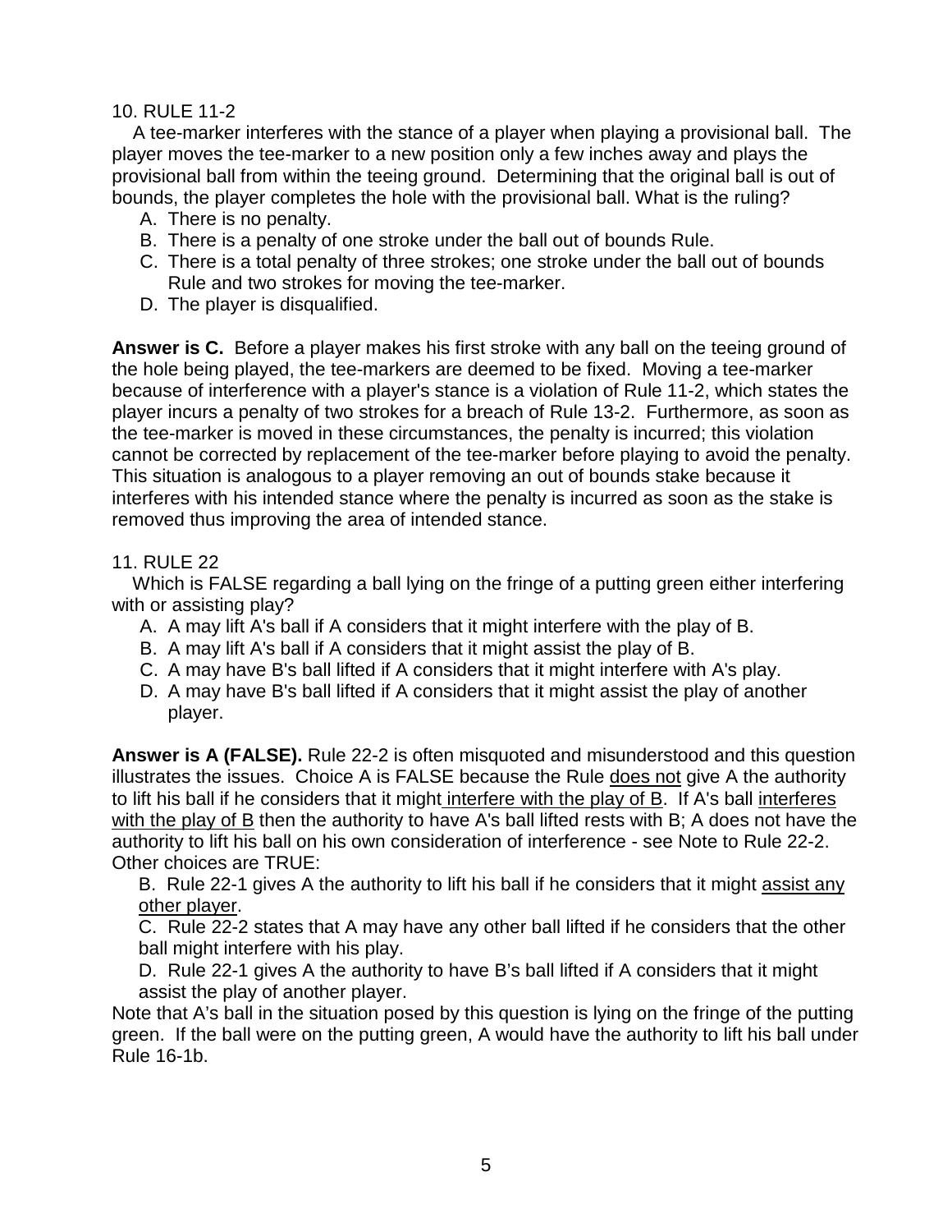10. RULE 11-2

A tee-marker interferes with the stance of a player when playing a provisional ball. The player moves the tee-marker to a new position only a few inches away and plays the provisional ball from within the teeing ground. Determining that the original ball is out of bounds, the player completes the hole with the provisional ball. What is the ruling?

A. There is no penalty.
B. There is a penalty of one stroke under the ball out of bounds Rule.
C. There is a total penalty of three strokes; one stroke under the ball out of bounds Rule and two strokes for moving the tee-marker.
D. The player is disqualified.

**Answer is C.** Before a player makes his first stroke with any ball on the teeing ground of the hole being played, the tee-markers are deemed to be fixed. Moving a tee-marker because of interference with a player's stance is a violation of Rule 11-2, which states the player incurs a penalty of two strokes for a breach of Rule 13-2. Furthermore, as soon as the tee-marker is moved in these circumstances, the penalty is incurred; this violation cannot be corrected by replacement of the tee-marker before playing to avoid the penalty. This situation is analogous to a player removing an out of bounds stake because it interferes with his intended stance where the penalty is incurred as soon as the stake is removed thus improving the area of intended stance.

11. RULE 22

Which is FALSE regarding a ball lying on the fringe of a putting green either interfering with or assisting play?

A. A may lift A's ball if A considers that it might interfere with the play of B.
B. A may lift A's ball if A considers that it might assist the play of B.
C. A may have B's ball lifted if A considers that it might interfere with A's play.
D. A may have B's ball lifted if A considers that it might assist the play of another player.

**Answer is A (FALSE).** Rule 22-2 is often misquoted and misunderstood and this question illustrates the issues. Choice A is FALSE because the Rule <u>does not</u> give A the authority to lift his ball if he considers that it might <u>interfere with the play of B</u>. If A's ball <u>interferes with the play of B</u> then the authority to have A's ball lifted rests with B; A does not have the authority to lift his ball on his own consideration of interference - see Note to Rule 22-2. Other choices are TRUE:

B. Rule 22-1 gives A the authority to lift his ball if he considers that it might <u>assist any other player</u>.

C. Rule 22-2 states that A may have any other ball lifted if he considers that the other ball might interfere with his play.

D. Rule 22-1 gives A the authority to have B's ball lifted if A considers that it might assist the play of another player.

Note that A's ball in the situation posed by this question is lying on the fringe of the putting green. If the ball were on the putting green, A would have the authority to lift his ball under Rule 16-1b.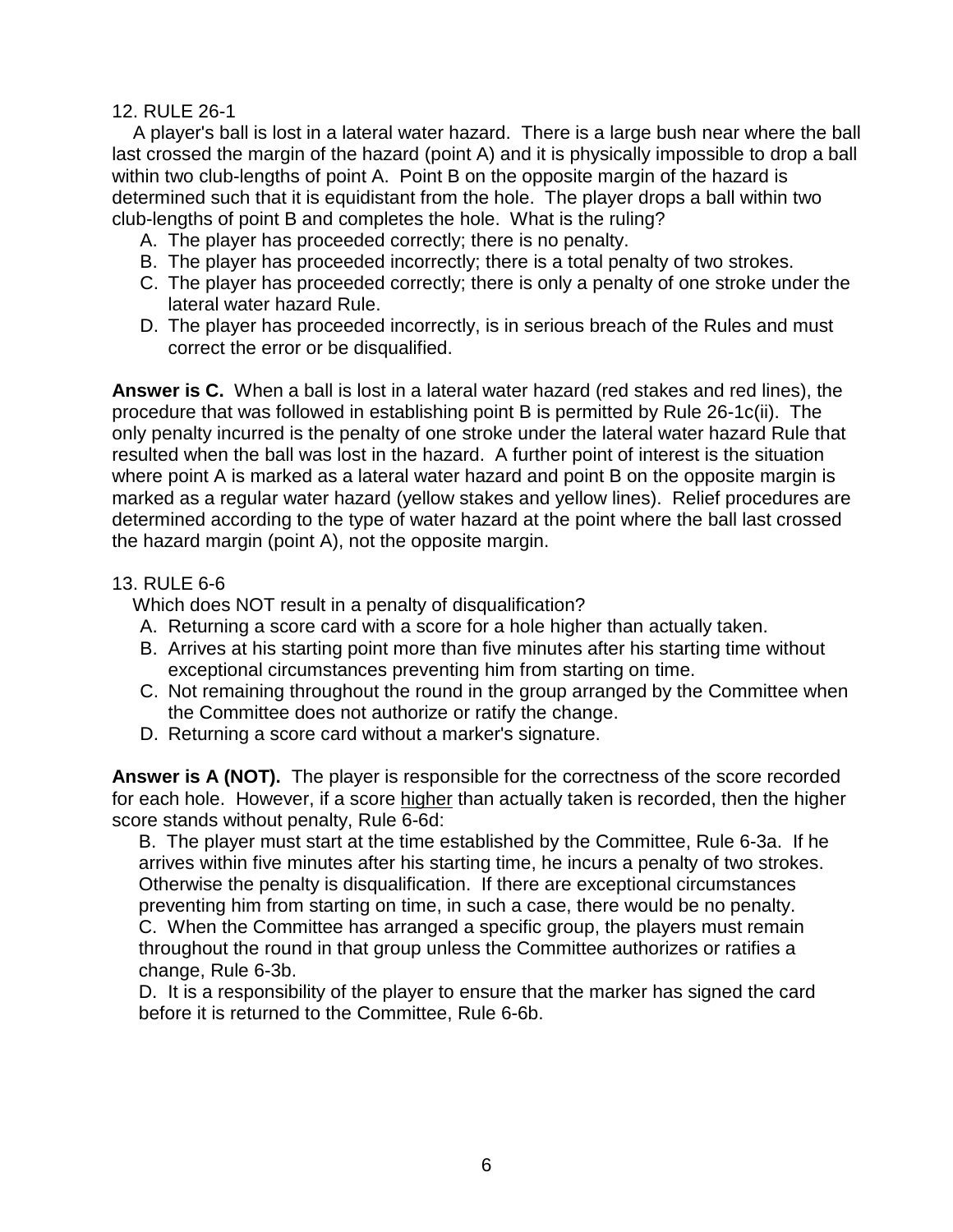12. RULE 26-1

A player's ball is lost in a lateral water hazard. There is a large bush near where the ball last crossed the margin of the hazard (point A) and it is physically impossible to drop a ball within two club-lengths of point A. Point B on the opposite margin of the hazard is determined such that it is equidistant from the hole. The player drops a ball within two club-lengths of point B and completes the hole. What is the ruling?

A. The player has proceeded correctly; there is no penalty.
B. The player has proceeded incorrectly; there is a total penalty of two strokes.
C. The player has proceeded correctly; there is only a penalty of one stroke under the lateral water hazard Rule.
D. The player has proceeded incorrectly, is in serious breach of the Rules and must correct the error or be disqualified.

**Answer is C.** When a ball is lost in a lateral water hazard (red stakes and red lines), the procedure that was followed in establishing point B is permitted by Rule 26-1c(ii). The only penalty incurred is the penalty of one stroke under the lateral water hazard Rule that resulted when the ball was lost in the hazard. A further point of interest is the situation where point A is marked as a lateral water hazard and point B on the opposite margin is marked as a regular water hazard (yellow stakes and yellow lines). Relief procedures are determined according to the type of water hazard at the point where the ball last crossed the hazard margin (point A), not the opposite margin.

13. RULE 6-6

Which does NOT result in a penalty of disqualification?

A. Returning a score card with a score for a hole higher than actually taken.
B. Arrives at his starting point more than five minutes after his starting time without exceptional circumstances preventing him from starting on time.
C. Not remaining throughout the round in the group arranged by the Committee when the Committee does not authorize or ratify the change.
D. Returning a score card without a marker's signature.

**Answer is A (NOT).** The player is responsible for the correctness of the score recorded for each hole. However, if a score <u>higher</u> than actually taken is recorded, then the higher score stands without penalty, Rule 6-6d:

B. The player must start at the time established by the Committee, Rule 6-3a. If he arrives within five minutes after his starting time, he incurs a penalty of two strokes. Otherwise the penalty is disqualification. If there are exceptional circumstances preventing him from starting on time, in such a case, there would be no penalty.
C. When the Committee has arranged a specific group, the players must remain throughout the round in that group unless the Committee authorizes or ratifies a change, Rule 6-3b.
D. It is a responsibility of the player to ensure that the marker has signed the card before it is returned to the Committee, Rule 6-6b.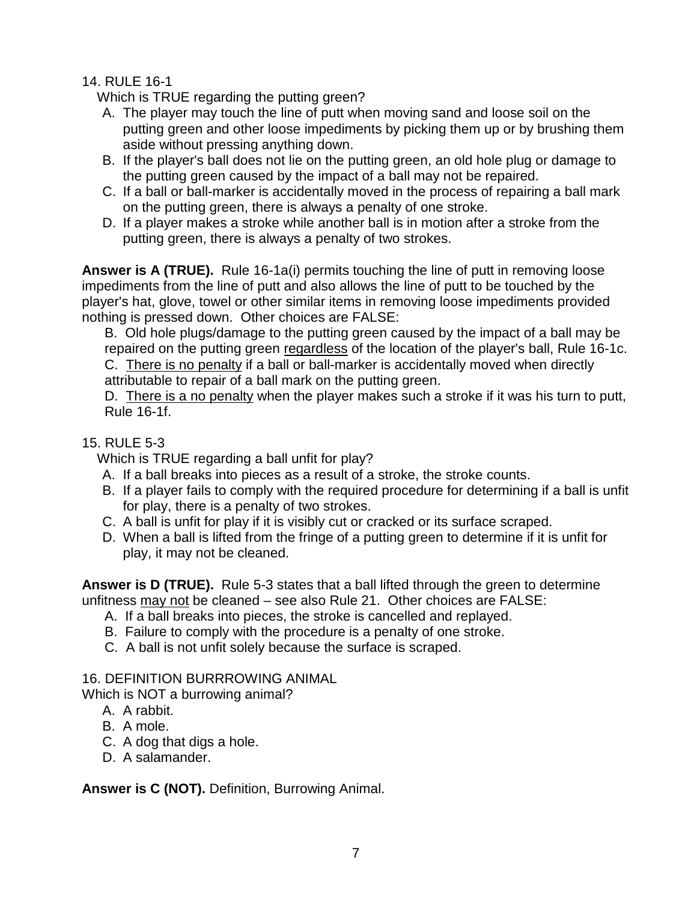14. RULE 16-1

Which is TRUE regarding the putting green?

A. The player may touch the line of putt when moving sand and loose soil on the putting green and other loose impediments by picking them up or by brushing them aside without pressing anything down.
B. If the player's ball does not lie on the putting green, an old hole plug or damage to the putting green caused by the impact of a ball may not be repaired.
C. If a ball or ball-marker is accidentally moved in the process of repairing a ball mark on the putting green, there is always a penalty of one stroke.
D. If a player makes a stroke while another ball is in motion after a stroke from the putting green, there is always a penalty of two strokes.

**Answer is A (TRUE).** Rule 16-1a(i) permits touching the line of putt in removing loose impediments from the line of putt and also allows the line of putt to be touched by the player's hat, glove, towel or other similar items in removing loose impediments provided nothing is pressed down. Other choices are FALSE:

B. Old hole plugs/damage to the putting green caused by the impact of a ball may be repaired on the putting green <u>regardless</u> of the location of the player's ball, Rule 16-1c.
C. <u>There is no penalty</u> if a ball or ball-marker is accidentally moved when directly attributable to repair of a ball mark on the putting green.
D. <u>There is a no penalty</u> when the player makes such a stroke if it was his turn to putt, Rule 16-1f.

15. RULE 5-3

Which is TRUE regarding a ball unfit for play?

A. If a ball breaks into pieces as a result of a stroke, the stroke counts.
B. If a player fails to comply with the required procedure for determining if a ball is unfit for play, there is a penalty of two strokes.
C. A ball is unfit for play if it is visibly cut or cracked or its surface scraped.
D. When a ball is lifted from the fringe of a putting green to determine if it is unfit for play, it may not be cleaned.

**Answer is D (TRUE).** Rule 5-3 states that a ball lifted through the green to determine unfitness <u>may not</u> be cleaned – see also Rule 21. Other choices are FALSE:

A. If a ball breaks into pieces, the stroke is cancelled and replayed.
B. Failure to comply with the procedure is a penalty of one stroke.
C. A ball is not unfit solely because the surface is scraped.

16. DEFINITION BURRROWING ANIMAL

Which is NOT a burrowing animal?

A. A rabbit.
B. A mole.
C. A dog that digs a hole.
D. A salamander.

**Answer is C (NOT).** Definition, Burrowing Animal.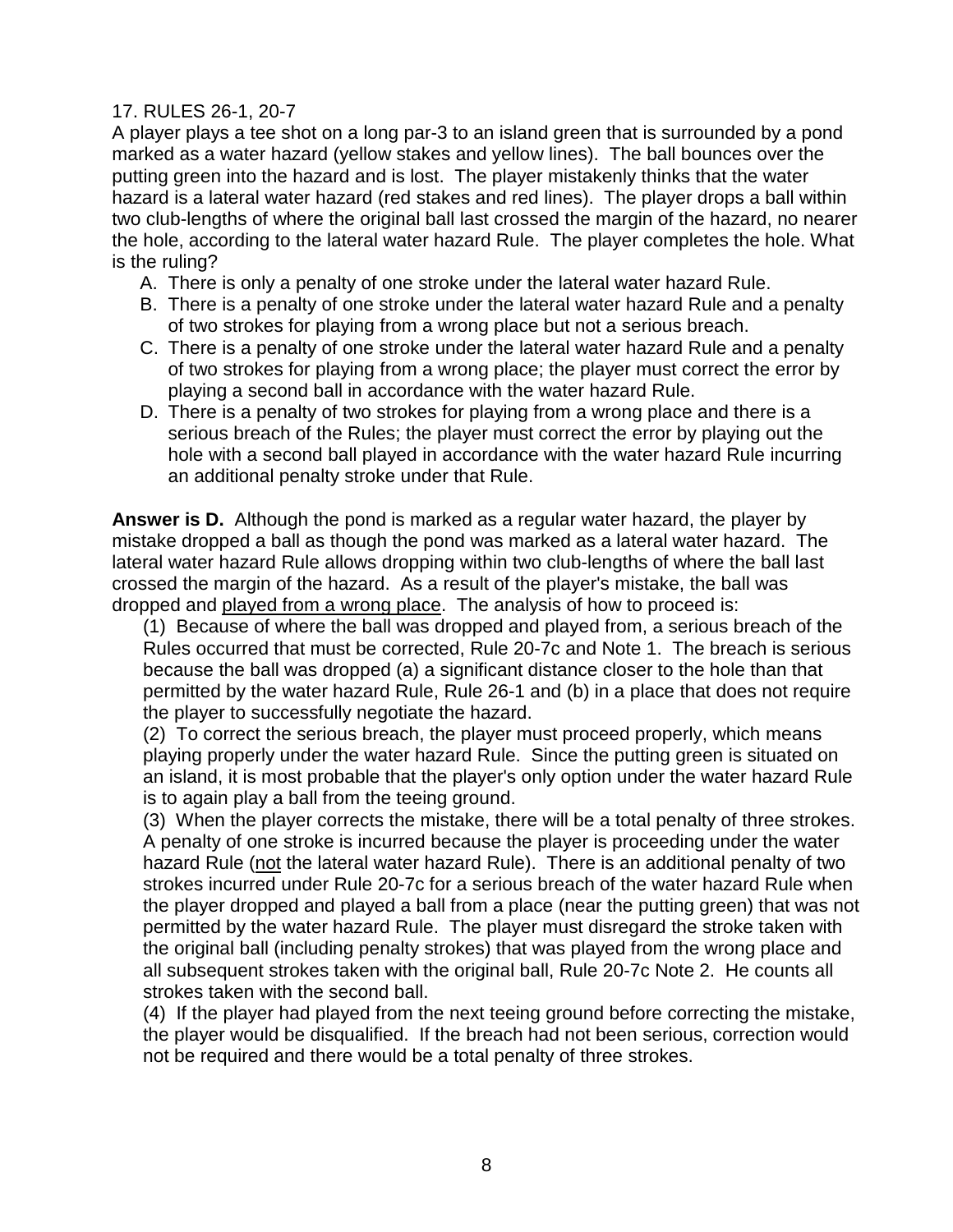17. RULES 26-1, 20-7

A player plays a tee shot on a long par-3 to an island green that is surrounded by a pond marked as a water hazard (yellow stakes and yellow lines). The ball bounces over the putting green into the hazard and is lost. The player mistakenly thinks that the water hazard is a lateral water hazard (red stakes and red lines). The player drops a ball within two club-lengths of where the original ball last crossed the margin of the hazard, no nearer the hole, according to the lateral water hazard Rule. The player completes the hole. What is the ruling?

A. There is only a penalty of one stroke under the lateral water hazard Rule.
B. There is a penalty of one stroke under the lateral water hazard Rule and a penalty of two strokes for playing from a wrong place but not a serious breach.
C. There is a penalty of one stroke under the lateral water hazard Rule and a penalty of two strokes for playing from a wrong place; the player must correct the error by playing a second ball in accordance with the water hazard Rule.
D. There is a penalty of two strokes for playing from a wrong place and there is a serious breach of the Rules; the player must correct the error by playing out the hole with a second ball played in accordance with the water hazard Rule incurring an additional penalty stroke under that Rule.

**Answer is D.** Although the pond is marked as a regular water hazard, the player by mistake dropped a ball as though the pond was marked as a lateral water hazard. The lateral water hazard Rule allows dropping within two club-lengths of where the ball last crossed the margin of the hazard. As a result of the player's mistake, the ball was dropped and <u>played from a wrong place</u>. The analysis of how to proceed is:

(1) Because of where the ball was dropped and played from, a serious breach of the Rules occurred that must be corrected, Rule 20-7c and Note 1. The breach is serious because the ball was dropped (a) a significant distance closer to the hole than that permitted by the water hazard Rule, Rule 26-1 and (b) in a place that does not require the player to successfully negotiate the hazard.

(2) To correct the serious breach, the player must proceed properly, which means playing properly under the water hazard Rule. Since the putting green is situated on an island, it is most probable that the player's only option under the water hazard Rule is to again play a ball from the teeing ground.

(3) When the player corrects the mistake, there will be a total penalty of three strokes. A penalty of one stroke is incurred because the player is proceeding under the water hazard Rule (<u>not</u> the lateral water hazard Rule). There is an additional penalty of two strokes incurred under Rule 20-7c for a serious breach of the water hazard Rule when the player dropped and played a ball from a place (near the putting green) that was not permitted by the water hazard Rule. The player must disregard the stroke taken with the original ball (including penalty strokes) that was played from the wrong place and all subsequent strokes taken with the original ball, Rule 20-7c Note 2. He counts all strokes taken with the second ball.

(4) If the player had played from the next teeing ground before correcting the mistake, the player would be disqualified. If the breach had not been serious, correction would not be required and there would be a total penalty of three strokes.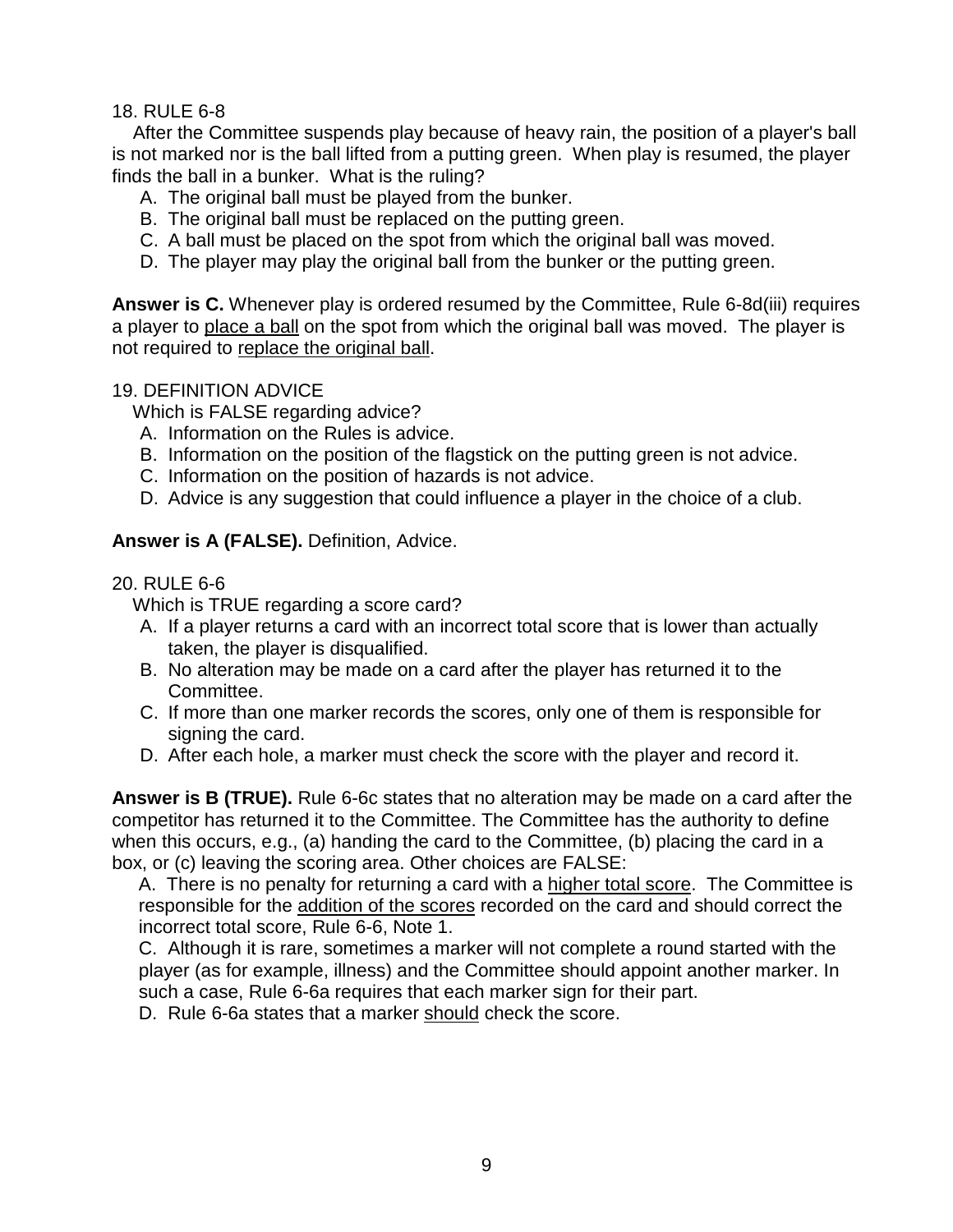18. RULE 6-8

After the Committee suspends play because of heavy rain, the position of a player's ball is not marked nor is the ball lifted from a putting green. When play is resumed, the player finds the ball in a bunker. What is the ruling?

A. The original ball must be played from the bunker.
B. The original ball must be replaced on the putting green.
C. A ball must be placed on the spot from which the original ball was moved.
D. The player may play the original ball from the bunker or the putting green.

**Answer is C.** Whenever play is ordered resumed by the Committee, Rule 6-8d(iii) requires a player to place a ball on the spot from which the original ball was moved. The player is not required to replace the original ball.

19. DEFINITION ADVICE

Which is FALSE regarding advice?

A. Information on the Rules is advice.
B. Information on the position of the flagstick on the putting green is not advice.
C. Information on the position of hazards is not advice.
D. Advice is any suggestion that could influence a player in the choice of a club.

**Answer is A (FALSE).** Definition, Advice.

20. RULE 6-6

Which is TRUE regarding a score card?

A. If a player returns a card with an incorrect total score that is lower than actually taken, the player is disqualified.
B. No alteration may be made on a card after the player has returned it to the Committee.
C. If more than one marker records the scores, only one of them is responsible for signing the card.
D. After each hole, a marker must check the score with the player and record it.

**Answer is B (TRUE).** Rule 6-6c states that no alteration may be made on a card after the competitor has returned it to the Committee. The Committee has the authority to define when this occurs, e.g., (a) handing the card to the Committee, (b) placing the card in a box, or (c) leaving the scoring area. Other choices are FALSE:

A. There is no penalty for returning a card with a higher total score. The Committee is responsible for the addition of the scores recorded on the card and should correct the incorrect total score, Rule 6-6, Note 1.

C. Although it is rare, sometimes a marker will not complete a round started with the player (as for example, illness) and the Committee should appoint another marker. In such a case, Rule 6-6a requires that each marker sign for their part.

D. Rule 6-6a states that a marker should check the score.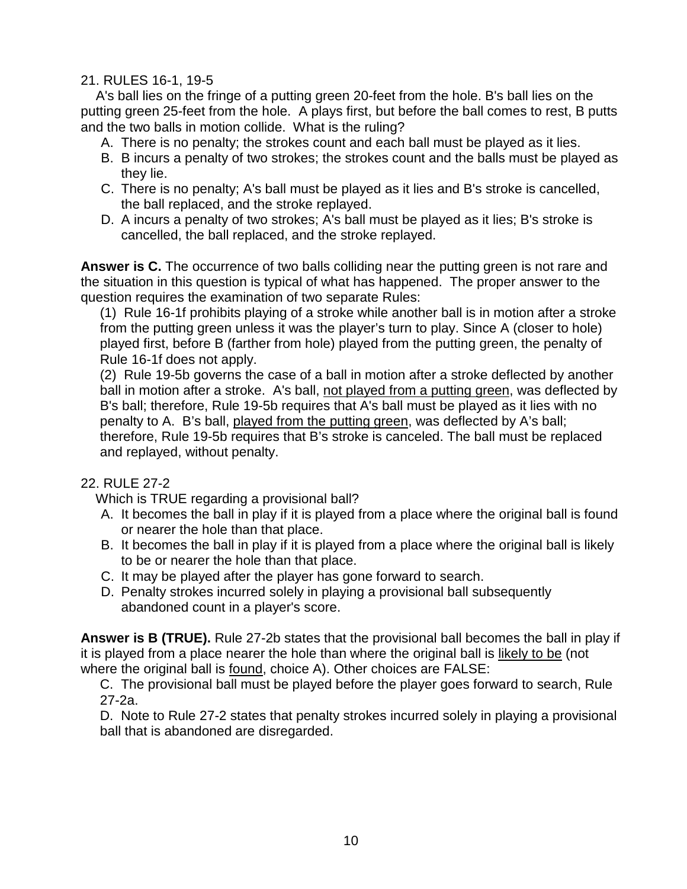21. RULES 16-1, 19-5

A's ball lies on the fringe of a putting green 20-feet from the hole. B's ball lies on the putting green 25-feet from the hole. A plays first, but before the ball comes to rest, B putts and the two balls in motion collide. What is the ruling?

A. There is no penalty; the strokes count and each ball must be played as it lies.
B. B incurs a penalty of two strokes; the strokes count and the balls must be played as they lie.
C. There is no penalty; A's ball must be played as it lies and B's stroke is cancelled, the ball replaced, and the stroke replayed.
D. A incurs a penalty of two strokes; A's ball must be played as it lies; B's stroke is cancelled, the ball replaced, and the stroke replayed.

**Answer is C.** The occurrence of two balls colliding near the putting green is not rare and the situation in this question is typical of what has happened. The proper answer to the question requires the examination of two separate Rules:

(1) Rule 16-1f prohibits playing of a stroke while another ball is in motion after a stroke from the putting green unless it was the player's turn to play. Since A (closer to hole) played first, before B (farther from hole) played from the putting green, the penalty of Rule 16-1f does not apply.

(2) Rule 19-5b governs the case of a ball in motion after a stroke deflected by another ball in motion after a stroke. A's ball, <u>not played from a putting green</u>, was deflected by B's ball; therefore, Rule 19-5b requires that A's ball must be played as it lies with no penalty to A. B's ball, <u>played from the putting green</u>, was deflected by A's ball; therefore, Rule 19-5b requires that B's stroke is canceled. The ball must be replaced and replayed, without penalty.

22. RULE 27-2

Which is TRUE regarding a provisional ball?

A. It becomes the ball in play if it is played from a place where the original ball is found or nearer the hole than that place.
B. It becomes the ball in play if it is played from a place where the original ball is likely to be or nearer the hole than that place.
C. It may be played after the player has gone forward to search.
D. Penalty strokes incurred solely in playing a provisional ball subsequently abandoned count in a player's score.

**Answer is B (TRUE).** Rule 27-2b states that the provisional ball becomes the ball in play if it is played from a place nearer the hole than where the original ball is <u>likely to be</u> (not where the original ball is <u>found</u>, choice A). Other choices are FALSE:

C. The provisional ball must be played before the player goes forward to search, Rule 27-2a.

D. Note to Rule 27-2 states that penalty strokes incurred solely in playing a provisional ball that is abandoned are disregarded.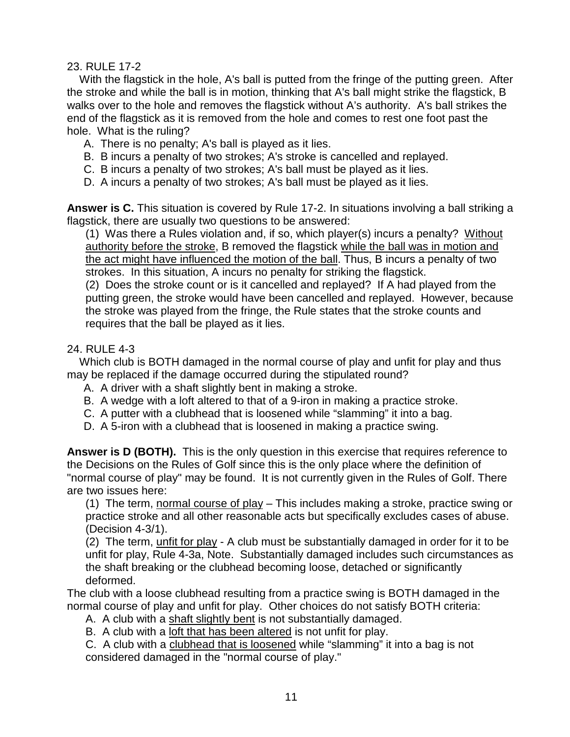23. RULE 17-2

With the flagstick in the hole, A's ball is putted from the fringe of the putting green. After the stroke and while the ball is in motion, thinking that A's ball might strike the flagstick, B walks over to the hole and removes the flagstick without A's authority. A's ball strikes the end of the flagstick as it is removed from the hole and comes to rest one foot past the hole. What is the ruling?

A. There is no penalty; A's ball is played as it lies.
B. B incurs a penalty of two strokes; A's stroke is cancelled and replayed.
C. B incurs a penalty of two strokes; A's ball must be played as it lies.
D. A incurs a penalty of two strokes; A's ball must be played as it lies.

**Answer is C.** This situation is covered by Rule 17-2. In situations involving a ball striking a flagstick, there are usually two questions to be answered:

(1) Was there a Rules violation and, if so, which player(s) incurs a penalty? <u>Without authority before the stroke</u>, B removed the flagstick <u>while the ball was in motion and the act might have influenced the motion of the ball</u>. Thus, B incurs a penalty of two strokes. In this situation, A incurs no penalty for striking the flagstick.

(2) Does the stroke count or is it cancelled and replayed? If A had played from the putting green, the stroke would have been cancelled and replayed. However, because the stroke was played from the fringe, the Rule states that the stroke counts and requires that the ball be played as it lies.

24. RULE 4-3

Which club is BOTH damaged in the normal course of play and unfit for play and thus may be replaced if the damage occurred during the stipulated round?

A. A driver with a shaft slightly bent in making a stroke.
B. A wedge with a loft altered to that of a 9-iron in making a practice stroke.
C. A putter with a clubhead that is loosened while "slamming" it into a bag.
D. A 5-iron with a clubhead that is loosened in making a practice swing.

**Answer is D (BOTH).** This is the only question in this exercise that requires reference to the Decisions on the Rules of Golf since this is the only place where the definition of "normal course of play" may be found. It is not currently given in the Rules of Golf. There are two issues here:

(1) The term, <u>normal course of play</u> – This includes making a stroke, practice swing or practice stroke and all other reasonable acts but specifically excludes cases of abuse. (Decision 4-3/1).

(2) The term, <u>unfit for play</u> - A club must be substantially damaged in order for it to be unfit for play, Rule 4-3a, Note. Substantially damaged includes such circumstances as the shaft breaking or the clubhead becoming loose, detached or significantly deformed.

The club with a loose clubhead resulting from a practice swing is BOTH damaged in the normal course of play and unfit for play. Other choices do not satisfy BOTH criteria:

A. A club with a <u>shaft slightly bent</u> is not substantially damaged.
B. A club with a <u>loft that has been altered</u> is not unfit for play.
C. A club with a <u>clubhead that is loosened</u> while "slamming" it into a bag is not considered damaged in the "normal course of play."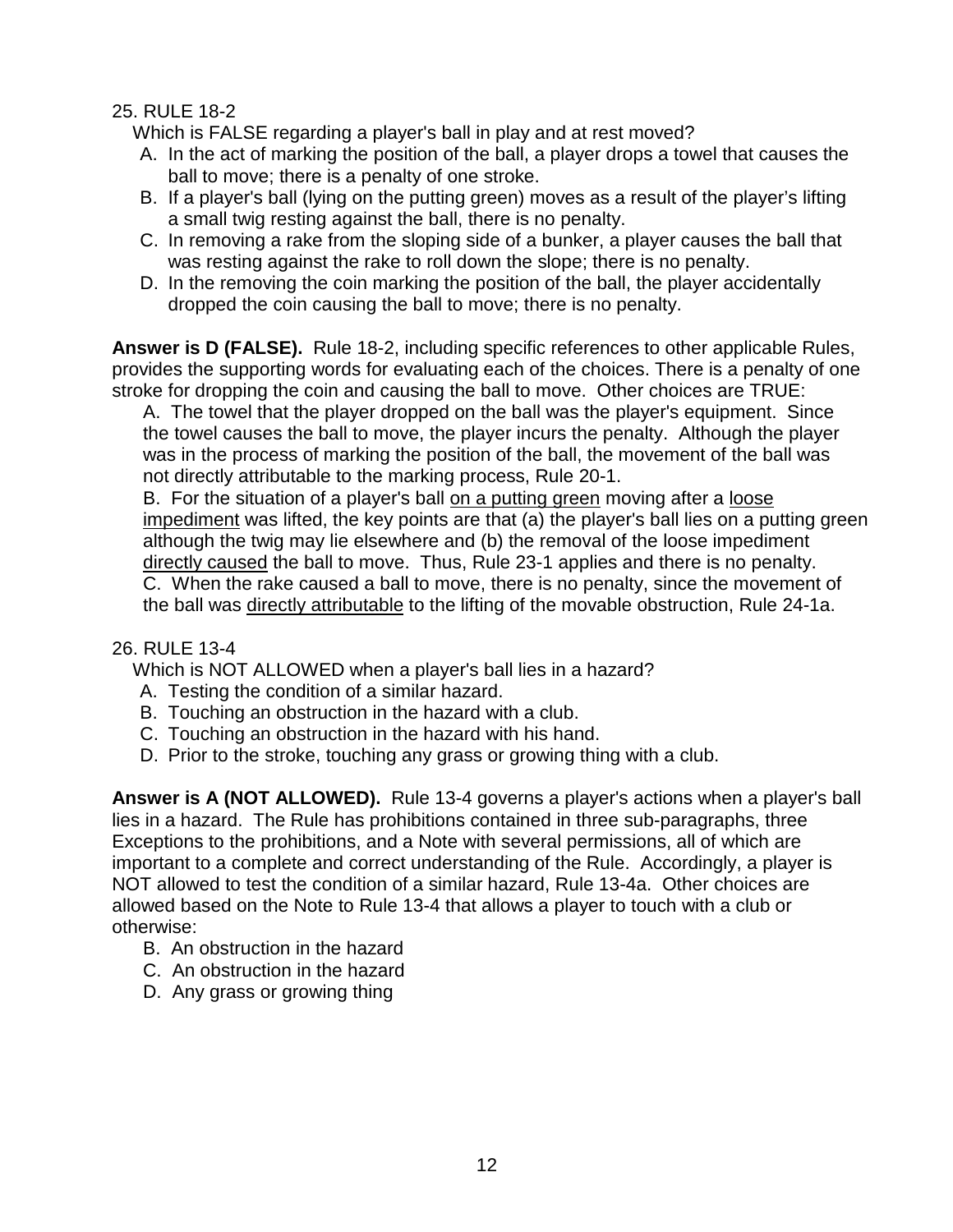25. RULE 18-2

Which is FALSE regarding a player's ball in play and at rest moved?

A. In the act of marking the position of the ball, a player drops a towel that causes the ball to move; there is a penalty of one stroke.
B. If a player's ball (lying on the putting green) moves as a result of the player's lifting a small twig resting against the ball, there is no penalty.
C. In removing a rake from the sloping side of a bunker, a player causes the ball that was resting against the rake to roll down the slope; there is no penalty.
D. In the removing the coin marking the position of the ball, the player accidentally dropped the coin causing the ball to move; there is no penalty.

**Answer is D (FALSE).** Rule 18-2, including specific references to other applicable Rules, provides the supporting words for evaluating each of the choices. There is a penalty of one stroke for dropping the coin and causing the ball to move. Other choices are TRUE:

A. The towel that the player dropped on the ball was the player's equipment. Since the towel causes the ball to move, the player incurs the penalty. Although the player was in the process of marking the position of the ball, the movement of the ball was not directly attributable to the marking process, Rule 20-1.

B. For the situation of a player's ball <u>on a putting green</u> moving after a <u>loose impediment</u> was lifted, the key points are that (a) the player's ball lies on a putting green although the twig may lie elsewhere and (b) the removal of the loose impediment <u>directly caused</u> the ball to move. Thus, Rule 23-1 applies and there is no penalty.

C. When the rake caused a ball to move, there is no penalty, since the movement of the ball was <u>directly attributable</u> to the lifting of the movable obstruction, Rule 24-1a.

26. RULE 13-4

Which is NOT ALLOWED when a player's ball lies in a hazard?

A. Testing the condition of a similar hazard.
B. Touching an obstruction in the hazard with a club.
C. Touching an obstruction in the hazard with his hand.
D. Prior to the stroke, touching any grass or growing thing with a club.

**Answer is A (NOT ALLOWED).** Rule 13-4 governs a player's actions when a player's ball lies in a hazard. The Rule has prohibitions contained in three sub-paragraphs, three Exceptions to the prohibitions, and a Note with several permissions, all of which are important to a complete and correct understanding of the Rule. Accordingly, a player is NOT allowed to test the condition of a similar hazard, Rule 13-4a. Other choices are allowed based on the Note to Rule 13-4 that allows a player to touch with a club or otherwise:

B. An obstruction in the hazard
C. An obstruction in the hazard
D. Any grass or growing thing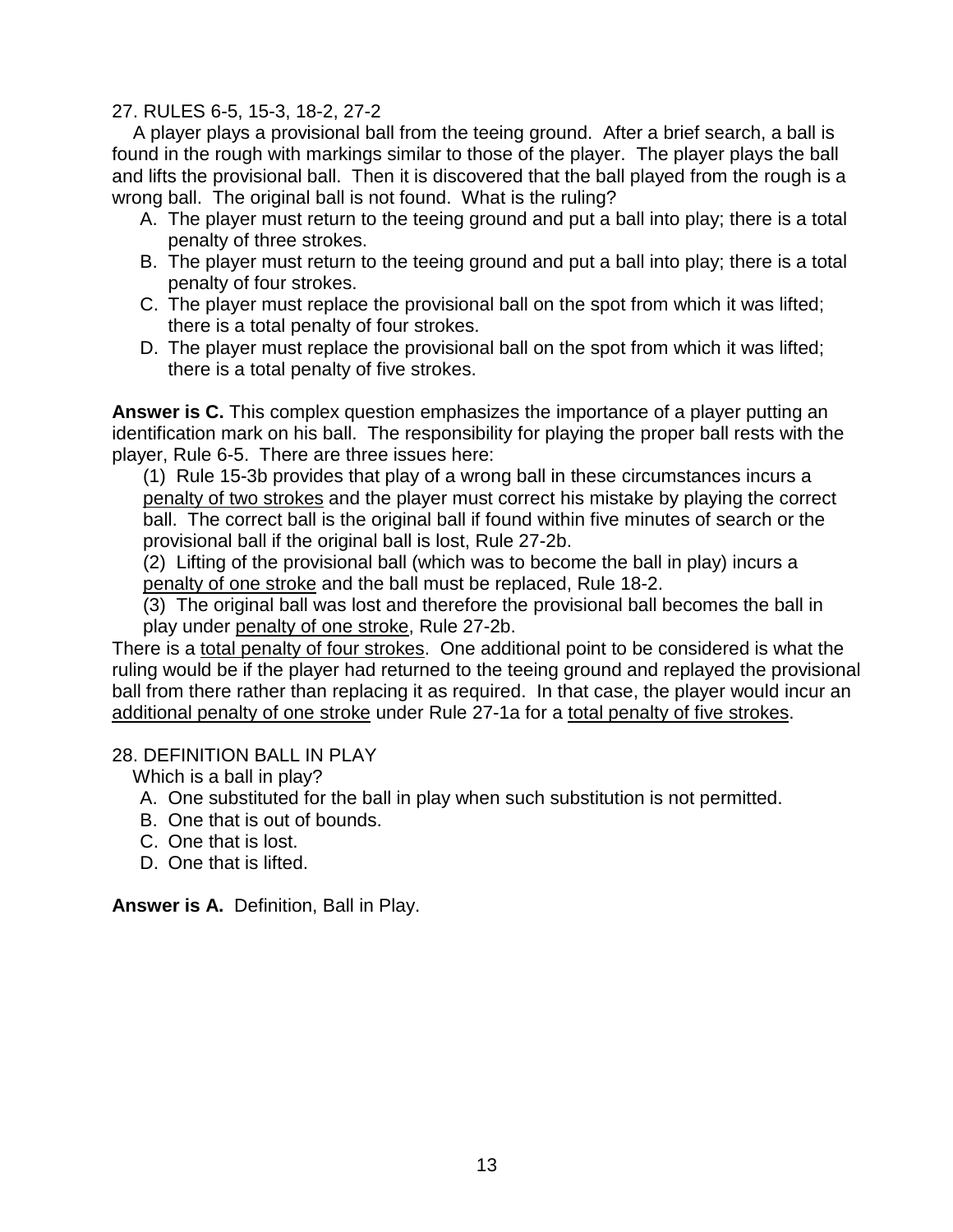27. RULES 6-5, 15-3, 18-2, 27-2

A player plays a provisional ball from the teeing ground. After a brief search, a ball is found in the rough with markings similar to those of the player. The player plays the ball and lifts the provisional ball. Then it is discovered that the ball played from the rough is a wrong ball. The original ball is not found. What is the ruling?

A. The player must return to the teeing ground and put a ball into play; there is a total penalty of three strokes.
B. The player must return to the teeing ground and put a ball into play; there is a total penalty of four strokes.
C. The player must replace the provisional ball on the spot from which it was lifted; there is a total penalty of four strokes.
D. The player must replace the provisional ball on the spot from which it was lifted; there is a total penalty of five strokes.

**Answer is C.** This complex question emphasizes the importance of a player putting an identification mark on his ball. The responsibility for playing the proper ball rests with the player, Rule 6-5. There are three issues here:

(1) Rule 15-3b provides that play of a wrong ball in these circumstances incurs a <u>penalty of two strokes</u> and the player must correct his mistake by playing the correct ball. The correct ball is the original ball if found within five minutes of search or the provisional ball if the original ball is lost, Rule 27-2b.

(2) Lifting of the provisional ball (which was to become the ball in play) incurs a <u>penalty of one stroke</u> and the ball must be replaced, Rule 18-2.

(3) The original ball was lost and therefore the provisional ball becomes the ball in play under <u>penalty of one stroke</u>, Rule 27-2b.

There is a <u>total penalty of four strokes</u>. One additional point to be considered is what the ruling would be if the player had returned to the teeing ground and replayed the provisional ball from there rather than replacing it as required. In that case, the player would incur an <u>additional penalty of one stroke</u> under Rule 27-1a for a <u>total penalty of five strokes</u>.

28. DEFINITION BALL IN PLAY

Which is a ball in play?

A. One substituted for the ball in play when such substitution is not permitted.
B. One that is out of bounds.
C. One that is lost.
D. One that is lifted.

**Answer is A.** Definition, Ball in Play.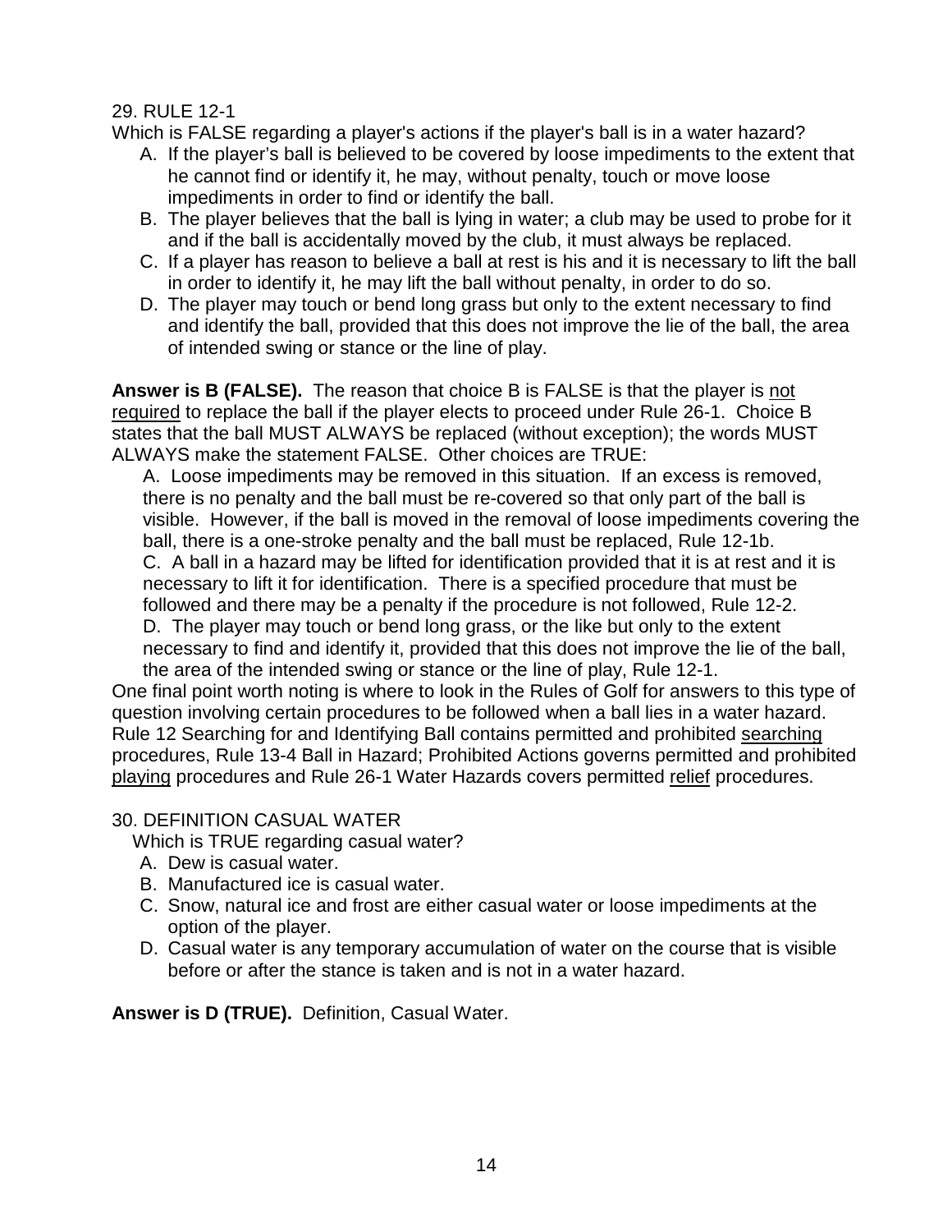29. RULE 12-1

Which is FALSE regarding a player's actions if the player's ball is in a water hazard?

A. If the player's ball is believed to be covered by loose impediments to the extent that he cannot find or identify it, he may, without penalty, touch or move loose impediments in order to find or identify the ball.
B. The player believes that the ball is lying in water; a club may be used to probe for it and if the ball is accidentally moved by the club, it must always be replaced.
C. If a player has reason to believe a ball at rest is his and it is necessary to lift the ball in order to identify it, he may lift the ball without penalty, in order to do so.
D. The player may touch or bend long grass but only to the extent necessary to find and identify the ball, provided that this does not improve the lie of the ball, the area of intended swing or stance or the line of play.

**Answer is B (FALSE).** The reason that choice B is FALSE is that the player is <u>not required</u> to replace the ball if the player elects to proceed under Rule 26-1. Choice B states that the ball MUST ALWAYS be replaced (without exception); the words MUST ALWAYS make the statement FALSE. Other choices are TRUE:

A. Loose impediments may be removed in this situation. If an excess is removed, there is no penalty and the ball must be re-covered so that only part of the ball is visible. However, if the ball is moved in the removal of loose impediments covering the ball, there is a one-stroke penalty and the ball must be replaced, Rule 12-1b.
C. A ball in a hazard may be lifted for identification provided that it is at rest and it is necessary to lift it for identification. There is a specified procedure that must be followed and there may be a penalty if the procedure is not followed, Rule 12-2.
D. The player may touch or bend long grass, or the like but only to the extent necessary to find and identify it, provided that this does not improve the lie of the ball, the area of the intended swing or stance or the line of play, Rule 12-1.

One final point worth noting is where to look in the Rules of Golf for answers to this type of question involving certain procedures to be followed when a ball lies in a water hazard. Rule 12 Searching for and Identifying Ball contains permitted and prohibited <u>searching</u> procedures, Rule 13-4 Ball in Hazard; Prohibited Actions governs permitted and prohibited <u>playing</u> procedures and Rule 26-1 Water Hazards covers permitted <u>relief</u> procedures.

30. DEFINITION CASUAL WATER

Which is TRUE regarding casual water?

A. Dew is casual water.
B. Manufactured ice is casual water.
C. Snow, natural ice and frost are either casual water or loose impediments at the option of the player.
D. Casual water is any temporary accumulation of water on the course that is visible before or after the stance is taken and is not in a water hazard.

**Answer is D (TRUE).** Definition, Casual Water.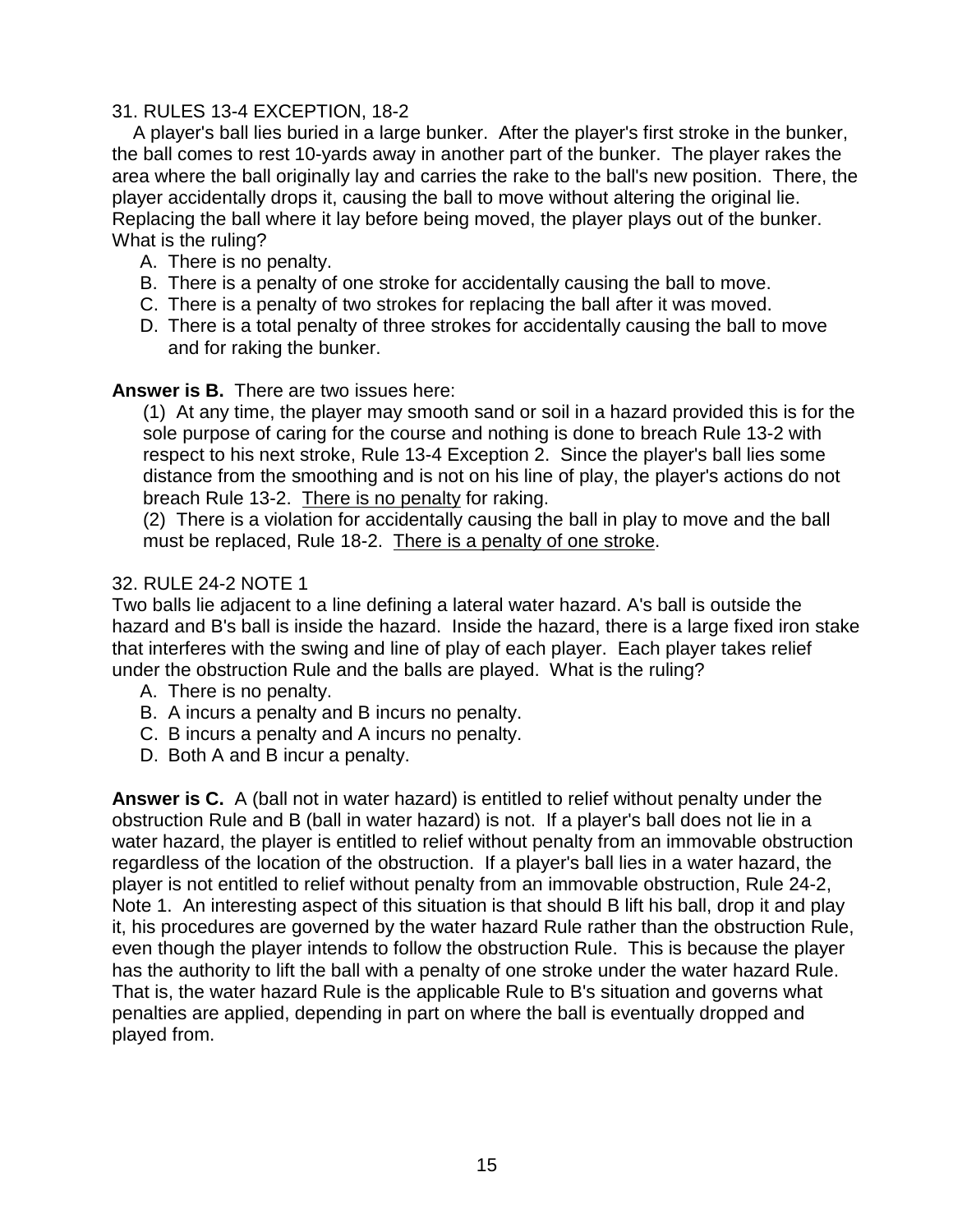31. RULES 13-4 EXCEPTION, 18-2

A player's ball lies buried in a large bunker. After the player's first stroke in the bunker, the ball comes to rest 10-yards away in another part of the bunker. The player rakes the area where the ball originally lay and carries the rake to the ball's new position. There, the player accidentally drops it, causing the ball to move without altering the original lie. Replacing the ball where it lay before being moved, the player plays out of the bunker. What is the ruling?

A. There is no penalty.
B. There is a penalty of one stroke for accidentally causing the ball to move.
C. There is a penalty of two strokes for replacing the ball after it was moved.
D. There is a total penalty of three strokes for accidentally causing the ball to move and for raking the bunker.

**Answer is B.** There are two issues here:

(1) At any time, the player may smooth sand or soil in a hazard provided this is for the sole purpose of caring for the course and nothing is done to breach Rule 13-2 with respect to his next stroke, Rule 13-4 Exception 2. Since the player's ball lies some distance from the smoothing and is not on his line of play, the player's actions do not breach Rule 13-2. <u>There is no penalty</u> for raking.

(2) There is a violation for accidentally causing the ball in play to move and the ball must be replaced, Rule 18-2. <u>There is a penalty of one stroke</u>.

32. RULE 24-2 NOTE 1

Two balls lie adjacent to a line defining a lateral water hazard. A's ball is outside the hazard and B's ball is inside the hazard. Inside the hazard, there is a large fixed iron stake that interferes with the swing and line of play of each player. Each player takes relief under the obstruction Rule and the balls are played. What is the ruling?

A. There is no penalty.
B. A incurs a penalty and B incurs no penalty.
C. B incurs a penalty and A incurs no penalty.
D. Both A and B incur a penalty.

**Answer is C.** A (ball not in water hazard) is entitled to relief without penalty under the obstruction Rule and B (ball in water hazard) is not. If a player's ball does not lie in a water hazard, the player is entitled to relief without penalty from an immovable obstruction regardless of the location of the obstruction. If a player's ball lies in a water hazard, the player is not entitled to relief without penalty from an immovable obstruction, Rule 24-2, Note 1. An interesting aspect of this situation is that should B lift his ball, drop it and play it, his procedures are governed by the water hazard Rule rather than the obstruction Rule, even though the player intends to follow the obstruction Rule. This is because the player has the authority to lift the ball with a penalty of one stroke under the water hazard Rule. That is, the water hazard Rule is the applicable Rule to B's situation and governs what penalties are applied, depending in part on where the ball is eventually dropped and played from.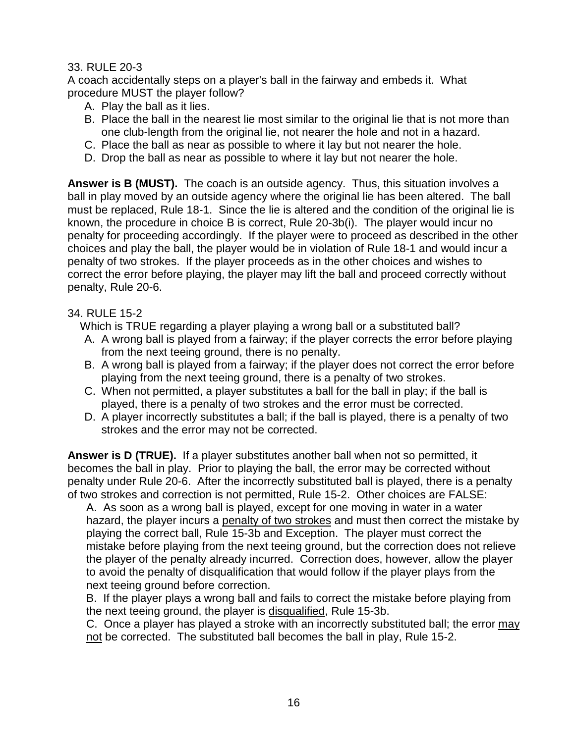33. RULE 20-3

A coach accidentally steps on a player's ball in the fairway and embeds it. What procedure MUST the player follow?

A. Play the ball as it lies.
B. Place the ball in the nearest lie most similar to the original lie that is not more than one club-length from the original lie, not nearer the hole and not in a hazard.
C. Place the ball as near as possible to where it lay but not nearer the hole.
D. Drop the ball as near as possible to where it lay but not nearer the hole.

**Answer is B (MUST).** The coach is an outside agency. Thus, this situation involves a ball in play moved by an outside agency where the original lie has been altered. The ball must be replaced, Rule 18-1. Since the lie is altered and the condition of the original lie is known, the procedure in choice B is correct, Rule 20-3b(i). The player would incur no penalty for proceeding accordingly. If the player were to proceed as described in the other choices and play the ball, the player would be in violation of Rule 18-1 and would incur a penalty of two strokes. If the player proceeds as in the other choices and wishes to correct the error before playing, the player may lift the ball and proceed correctly without penalty, Rule 20-6.

34. RULE 15-2

Which is TRUE regarding a player playing a wrong ball or a substituted ball?

A. A wrong ball is played from a fairway; if the player corrects the error before playing from the next teeing ground, there is no penalty.
B. A wrong ball is played from a fairway; if the player does not correct the error before playing from the next teeing ground, there is a penalty of two strokes.
C. When not permitted, a player substitutes a ball for the ball in play; if the ball is played, there is a penalty of two strokes and the error must be corrected.
D. A player incorrectly substitutes a ball; if the ball is played, there is a penalty of two strokes and the error may not be corrected.

**Answer is D (TRUE).** If a player substitutes another ball when not so permitted, it becomes the ball in play. Prior to playing the ball, the error may be corrected without penalty under Rule 20-6. After the incorrectly substituted ball is played, there is a penalty of two strokes and correction is not permitted, Rule 15-2. Other choices are FALSE:

A. As soon as a wrong ball is played, except for one moving in water in a water hazard, the player incurs a <u>penalty of two strokes</u> and must then correct the mistake by playing the correct ball, Rule 15-3b and Exception. The player must correct the mistake before playing from the next teeing ground, but the correction does not relieve the player of the penalty already incurred. Correction does, however, allow the player to avoid the penalty of disqualification that would follow if the player plays from the next teeing ground before correction.

B. If the player plays a wrong ball and fails to correct the mistake before playing from the next teeing ground, the player is <u>disqualified</u>, Rule 15-3b.

C. Once a player has played a stroke with an incorrectly substituted ball; the error <u>may not</u> be corrected. The substituted ball becomes the ball in play, Rule 15-2.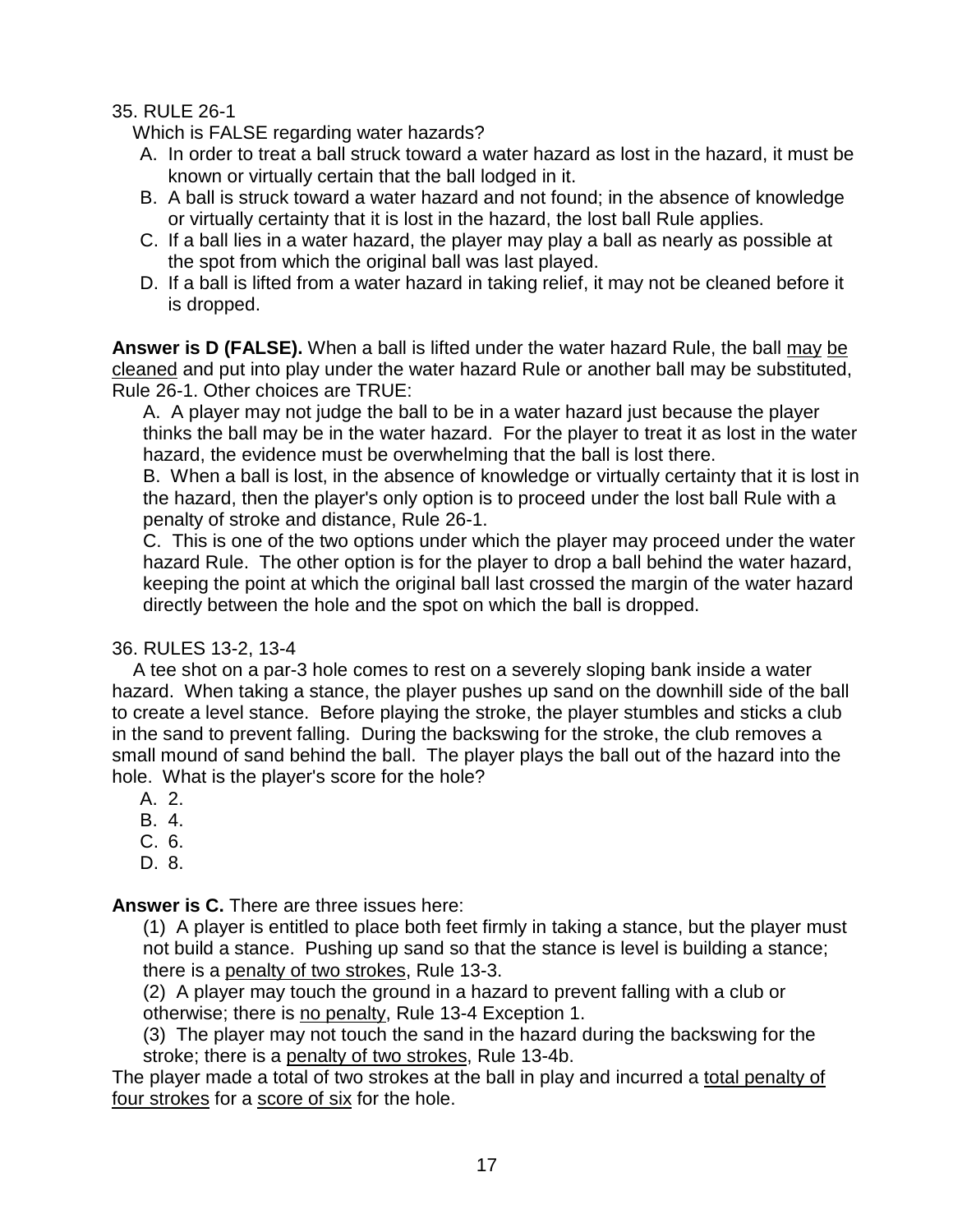35. RULE 26-1

Which is FALSE regarding water hazards?

A. In order to treat a ball struck toward a water hazard as lost in the hazard, it must be known or virtually certain that the ball lodged in it.

B. A ball is struck toward a water hazard and not found; in the absence of knowledge or virtually certainty that it is lost in the hazard, the lost ball Rule applies.

C. If a ball lies in a water hazard, the player may play a ball as nearly as possible at the spot from which the original ball was last played.

D. If a ball is lifted from a water hazard in taking relief, it may not be cleaned before it is dropped.

**Answer is D (FALSE).** When a ball is lifted under the water hazard Rule, the ball may be cleaned and put into play under the water hazard Rule or another ball may be substituted, Rule 26-1. Other choices are TRUE:

A. A player may not judge the ball to be in a water hazard just because the player thinks the ball may be in the water hazard. For the player to treat it as lost in the water hazard, the evidence must be overwhelming that the ball is lost there.

B. When a ball is lost, in the absence of knowledge or virtually certainty that it is lost in the hazard, then the player's only option is to proceed under the lost ball Rule with a penalty of stroke and distance, Rule 26-1.

C. This is one of the two options under which the player may proceed under the water hazard Rule. The other option is for the player to drop a ball behind the water hazard, keeping the point at which the original ball last crossed the margin of the water hazard directly between the hole and the spot on which the ball is dropped.

36. RULES 13-2, 13-4

A tee shot on a par-3 hole comes to rest on a severely sloping bank inside a water hazard. When taking a stance, the player pushes up sand on the downhill side of the ball to create a level stance. Before playing the stroke, the player stumbles and sticks a club in the sand to prevent falling. During the backswing for the stroke, the club removes a small mound of sand behind the ball. The player plays the ball out of the hazard into the hole. What is the player's score for the hole?

A. 2.

B. 4.

C. 6.

D. 8.

**Answer is C.** There are three issues here:

(1) A player is entitled to place both feet firmly in taking a stance, but the player must not build a stance. Pushing up sand so that the stance is level is building a stance; there is a penalty of two strokes, Rule 13-3.

(2) A player may touch the ground in a hazard to prevent falling with a club or otherwise; there is no penalty, Rule 13-4 Exception 1.

(3) The player may not touch the sand in the hazard during the backswing for the stroke; there is a penalty of two strokes, Rule 13-4b.

The player made a total of two strokes at the ball in play and incurred a total penalty of four strokes for a score of six for the hole.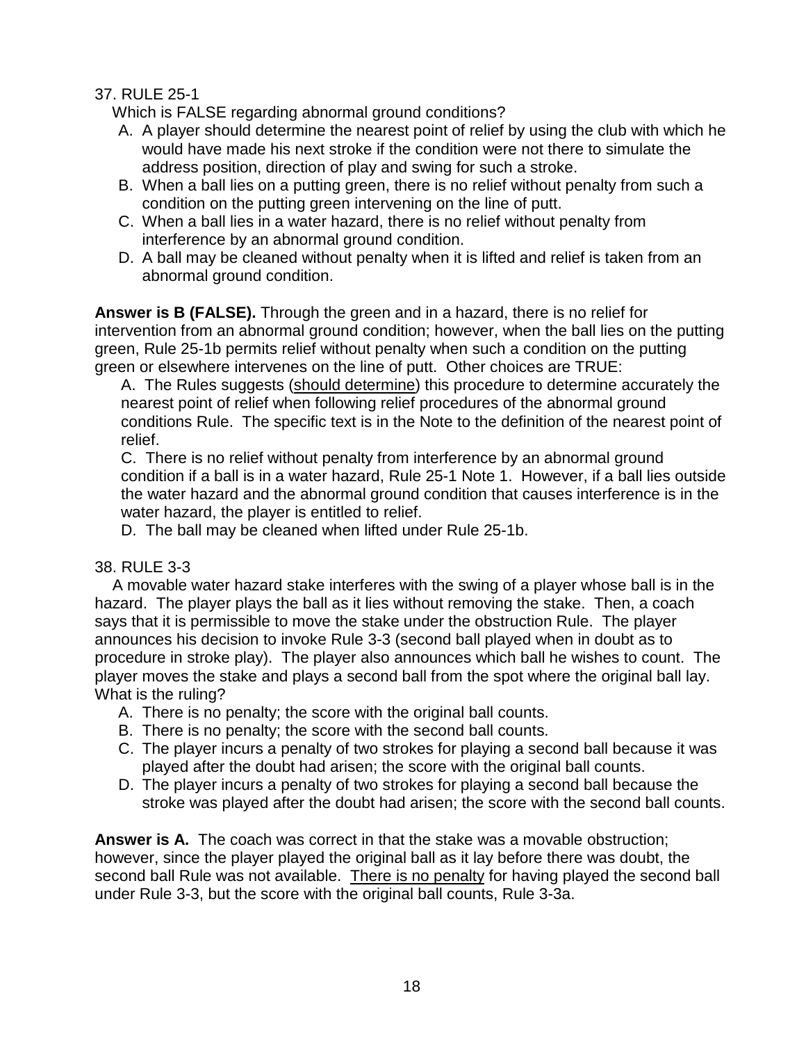37. RULE 25-1

Which is FALSE regarding abnormal ground conditions?

A. A player should determine the nearest point of relief by using the club with which he would have made his next stroke if the condition were not there to simulate the address position, direction of play and swing for such a stroke.
B. When a ball lies on a putting green, there is no relief without penalty from such a condition on the putting green intervening on the line of putt.
C. When a ball lies in a water hazard, there is no relief without penalty from interference by an abnormal ground condition.
D. A ball may be cleaned without penalty when it is lifted and relief is taken from an abnormal ground condition.

**Answer is B (FALSE).** Through the green and in a hazard, there is no relief for intervention from an abnormal ground condition; however, when the ball lies on the putting green, Rule 25-1b permits relief without penalty when such a condition on the putting green or elsewhere intervenes on the line of putt. Other choices are TRUE:

A. The Rules suggests (<u>should determine</u>) this procedure to determine accurately the nearest point of relief when following relief procedures of the abnormal ground conditions Rule. The specific text is in the Note to the definition of the nearest point of relief.

C. There is no relief without penalty from interference by an abnormal ground condition if a ball is in a water hazard, Rule 25-1 Note 1. However, if a ball lies outside the water hazard and the abnormal ground condition that causes interference is in the water hazard, the player is entitled to relief.

D. The ball may be cleaned when lifted under Rule 25-1b.

38. RULE 3-3

A movable water hazard stake interferes with the swing of a player whose ball is in the hazard. The player plays the ball as it lies without removing the stake. Then, a coach says that it is permissible to move the stake under the obstruction Rule. The player announces his decision to invoke Rule 3-3 (second ball played when in doubt as to procedure in stroke play). The player also announces which ball he wishes to count. The player moves the stake and plays a second ball from the spot where the original ball lay. What is the ruling?

A. There is no penalty; the score with the original ball counts.
B. There is no penalty; the score with the second ball counts.
C. The player incurs a penalty of two strokes for playing a second ball because it was played after the doubt had arisen; the score with the original ball counts.
D. The player incurs a penalty of two strokes for playing a second ball because the stroke was played after the doubt had arisen; the score with the second ball counts.

**Answer is A.** The coach was correct in that the stake was a movable obstruction; however, since the player played the original ball as it lay before there was doubt, the second ball Rule was not available. <u>There is no penalty</u> for having played the second ball under Rule 3-3, but the score with the original ball counts, Rule 3-3a.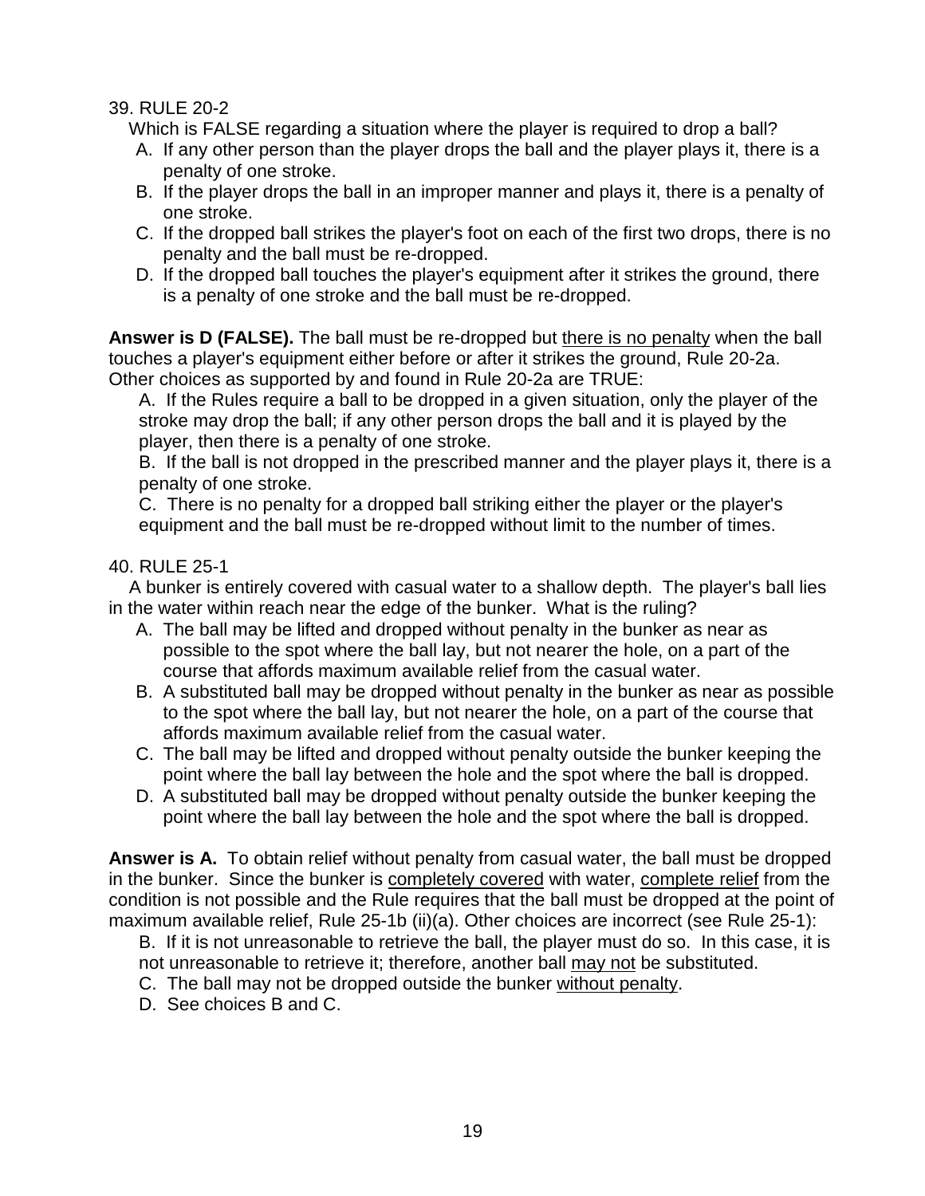39. RULE 20-2

Which is FALSE regarding a situation where the player is required to drop a ball?

A. If any other person than the player drops the ball and the player plays it, there is a penalty of one stroke.

B. If the player drops the ball in an improper manner and plays it, there is a penalty of one stroke.

C. If the dropped ball strikes the player's foot on each of the first two drops, there is no penalty and the ball must be re-dropped.

D. If the dropped ball touches the player's equipment after it strikes the ground, there is a penalty of one stroke and the ball must be re-dropped.

**Answer is D (FALSE).** The ball must be re-dropped but <u>there is no penalty</u> when the ball touches a player's equipment either before or after it strikes the ground, Rule 20-2a. Other choices as supported by and found in Rule 20-2a are TRUE:

A. If the Rules require a ball to be dropped in a given situation, only the player of the stroke may drop the ball; if any other person drops the ball and it is played by the player, then there is a penalty of one stroke.

B. If the ball is not dropped in the prescribed manner and the player plays it, there is a penalty of one stroke.

C. There is no penalty for a dropped ball striking either the player or the player's equipment and the ball must be re-dropped without limit to the number of times.

40. RULE 25-1

A bunker is entirely covered with casual water to a shallow depth. The player's ball lies in the water within reach near the edge of the bunker. What is the ruling?

A. The ball may be lifted and dropped without penalty in the bunker as near as possible to the spot where the ball lay, but not nearer the hole, on a part of the course that affords maximum available relief from the casual water.

B. A substituted ball may be dropped without penalty in the bunker as near as possible to the spot where the ball lay, but not nearer the hole, on a part of the course that affords maximum available relief from the casual water.

C. The ball may be lifted and dropped without penalty outside the bunker keeping the point where the ball lay between the hole and the spot where the ball is dropped.

D. A substituted ball may be dropped without penalty outside the bunker keeping the point where the ball lay between the hole and the spot where the ball is dropped.

**Answer is A.** To obtain relief without penalty from casual water, the ball must be dropped in the bunker. Since the bunker is <u>completely covered</u> with water, <u>complete relief</u> from the condition is not possible and the Rule requires that the ball must be dropped at the point of maximum available relief, Rule 25-1b (ii)(a). Other choices are incorrect (see Rule 25-1):

B. If it is not unreasonable to retrieve the ball, the player must do so. In this case, it is not unreasonable to retrieve it; therefore, another ball <u>may not</u> be substituted.

C. The ball may not be dropped outside the bunker <u>without penalty</u>.

D. See choices B and C.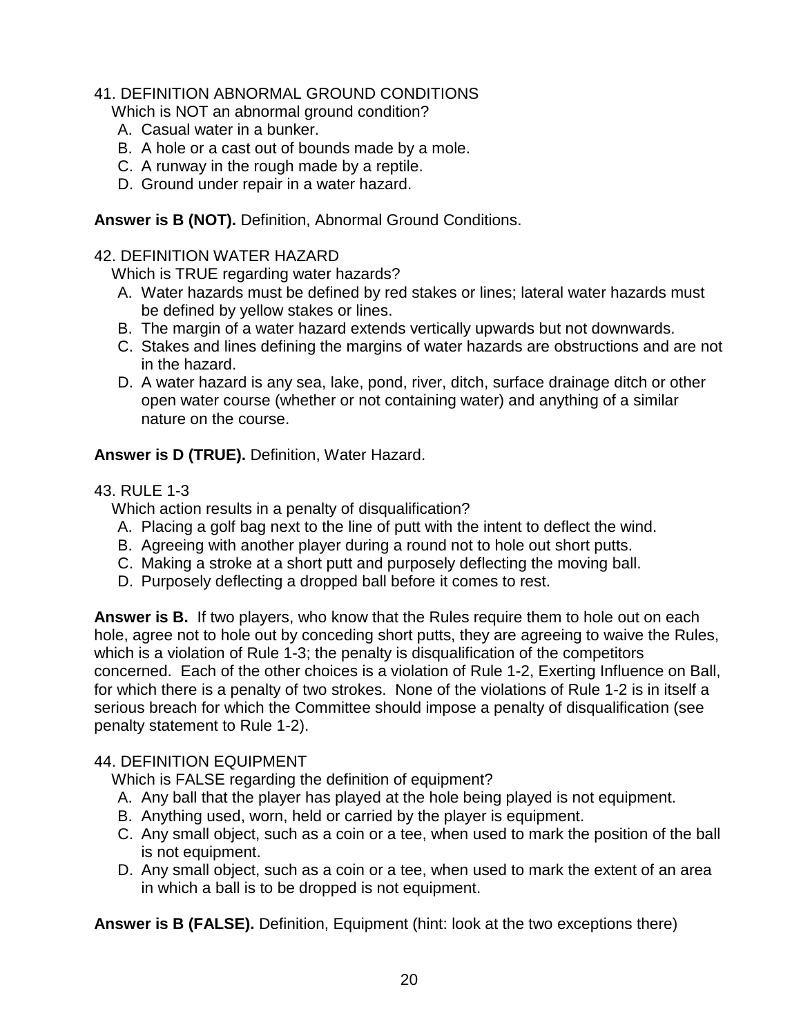41. DEFINITION ABNORMAL GROUND CONDITIONS

Which is NOT an abnormal ground condition?

A. Casual water in a bunker.
B. A hole or a cast out of bounds made by a mole.
C. A runway in the rough made by a reptile.
D. Ground under repair in a water hazard.

**Answer is B (NOT).** Definition, Abnormal Ground Conditions.

42. DEFINITION WATER HAZARD

Which is TRUE regarding water hazards?

A. Water hazards must be defined by red stakes or lines; lateral water hazards must be defined by yellow stakes or lines.
B. The margin of a water hazard extends vertically upwards but not downwards.
C. Stakes and lines defining the margins of water hazards are obstructions and are not in the hazard.
D. A water hazard is any sea, lake, pond, river, ditch, surface drainage ditch or other open water course (whether or not containing water) and anything of a similar nature on the course.

**Answer is D (TRUE).** Definition, Water Hazard.

43. RULE 1-3

Which action results in a penalty of disqualification?

A. Placing a golf bag next to the line of putt with the intent to deflect the wind.
B. Agreeing with another player during a round not to hole out short putts.
C. Making a stroke at a short putt and purposely deflecting the moving ball.
D. Purposely deflecting a dropped ball before it comes to rest.

**Answer is B.** If two players, who know that the Rules require them to hole out on each hole, agree not to hole out by conceding short putts, they are agreeing to waive the Rules, which is a violation of Rule 1-3; the penalty is disqualification of the competitors concerned. Each of the other choices is a violation of Rule 1-2, Exerting Influence on Ball, for which there is a penalty of two strokes. None of the violations of Rule 1-2 is in itself a serious breach for which the Committee should impose a penalty of disqualification (see penalty statement to Rule 1-2).

44. DEFINITION EQUIPMENT

Which is FALSE regarding the definition of equipment?

A. Any ball that the player has played at the hole being played is not equipment.
B. Anything used, worn, held or carried by the player is equipment.
C. Any small object, such as a coin or a tee, when used to mark the position of the ball is not equipment.
D. Any small object, such as a coin or a tee, when used to mark the extent of an area in which a ball is to be dropped is not equipment.

**Answer is B (FALSE).** Definition, Equipment (hint: look at the two exceptions there)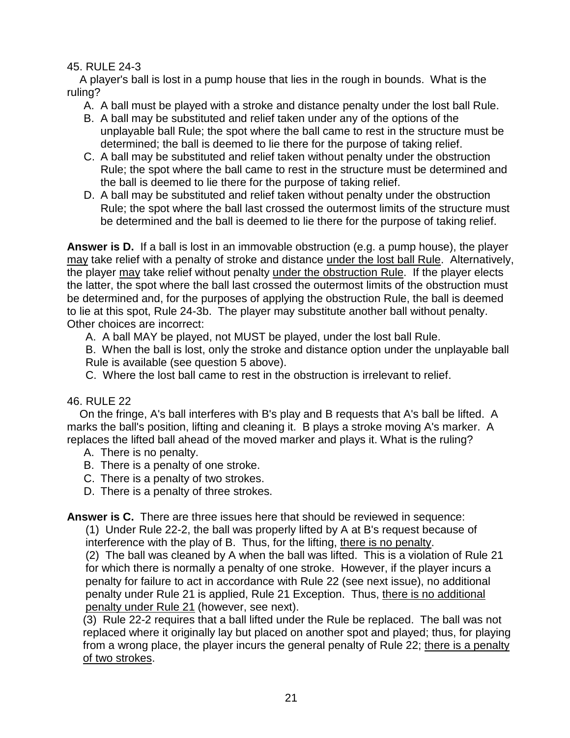45. RULE 24-3

A player's ball is lost in a pump house that lies in the rough in bounds. What is the ruling?

A. A ball must be played with a stroke and distance penalty under the lost ball Rule.
B. A ball may be substituted and relief taken under any of the options of the unplayable ball Rule; the spot where the ball came to rest in the structure must be determined; the ball is deemed to lie there for the purpose of taking relief.
C. A ball may be substituted and relief taken without penalty under the obstruction Rule; the spot where the ball came to rest in the structure must be determined and the ball is deemed to lie there for the purpose of taking relief.
D. A ball may be substituted and relief taken without penalty under the obstruction Rule; the spot where the ball last crossed the outermost limits of the structure must be determined and the ball is deemed to lie there for the purpose of taking relief.

**Answer is D.** If a ball is lost in an immovable obstruction (e.g. a pump house), the player <u>may</u> take relief with a penalty of stroke and distance <u>under the lost ball Rule</u>. Alternatively, the player <u>may</u> take relief without penalty <u>under the obstruction Rule</u>. If the player elects the latter, the spot where the ball last crossed the outermost limits of the obstruction must be determined and, for the purposes of applying the obstruction Rule, the ball is deemed to lie at this spot, Rule 24-3b. The player may substitute another ball without penalty. Other choices are incorrect:

A. A ball MAY be played, not MUST be played, under the lost ball Rule.
B. When the ball is lost, only the stroke and distance option under the unplayable ball Rule is available (see question 5 above).
C. Where the lost ball came to rest in the obstruction is irrelevant to relief.

46. RULE 22

On the fringe, A's ball interferes with B's play and B requests that A's ball be lifted. A marks the ball's position, lifting and cleaning it. B plays a stroke moving A's marker. A replaces the lifted ball ahead of the moved marker and plays it. What is the ruling?

A. There is no penalty.
B. There is a penalty of one stroke.
C. There is a penalty of two strokes.
D. There is a penalty of three strokes.

**Answer is C.** There are three issues here that should be reviewed in sequence:

(1) Under Rule 22-2, the ball was properly lifted by A at B's request because of interference with the play of B. Thus, for the lifting, <u>there is no penalty</u>.
(2) The ball was cleaned by A when the ball was lifted. This is a violation of Rule 21 for which there is normally a penalty of one stroke. However, if the player incurs a penalty for failure to act in accordance with Rule 22 (see next issue), no additional penalty under Rule 21 is applied, Rule 21 Exception. Thus, <u>there is no additional penalty under Rule 21</u> (however, see next).
(3) Rule 22-2 requires that a ball lifted under the Rule be replaced. The ball was not replaced where it originally lay but placed on another spot and played; thus, for playing from a wrong place, the player incurs the general penalty of Rule 22; <u>there is a penalty of two strokes</u>.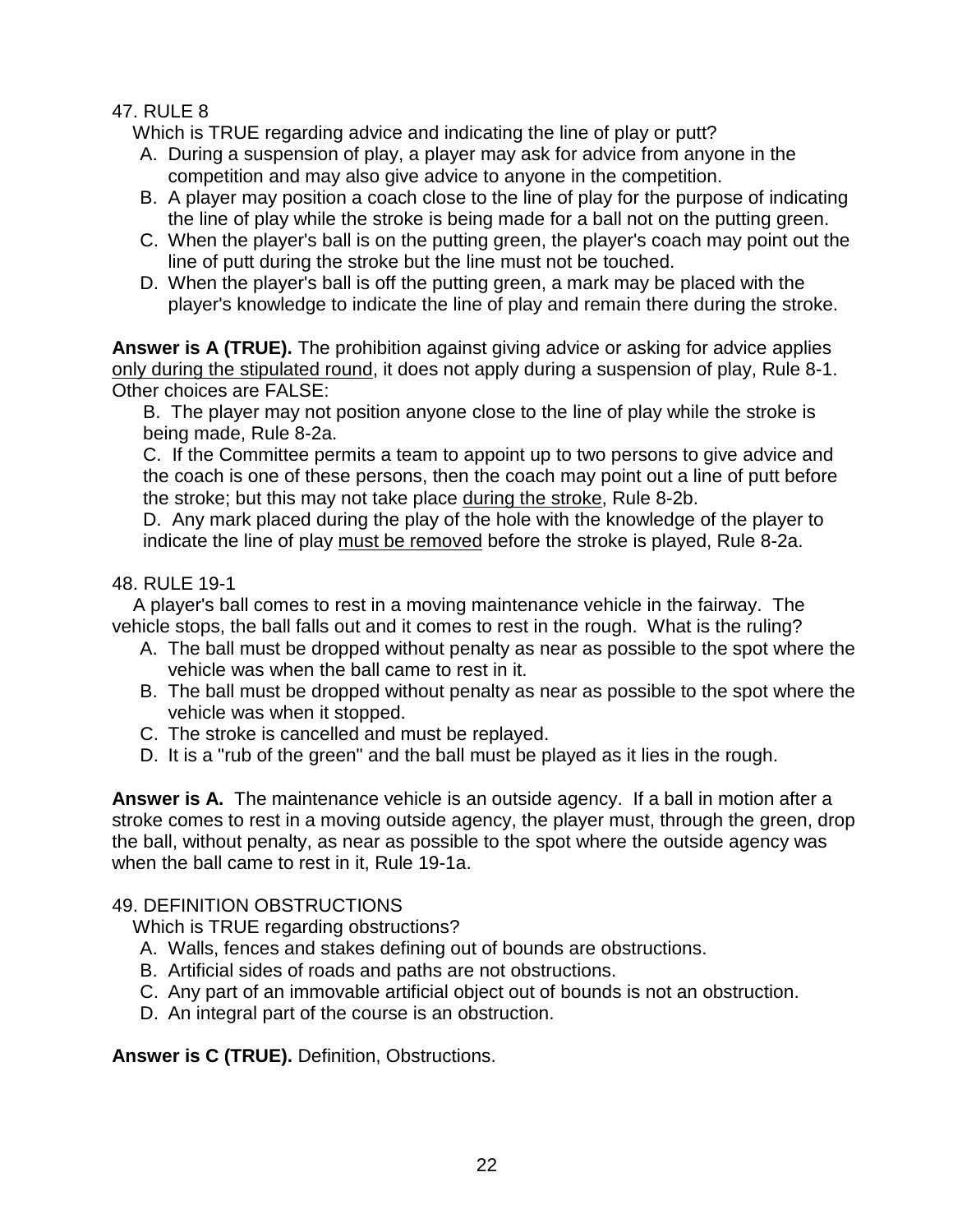47. RULE 8

Which is TRUE regarding advice and indicating the line of play or putt?

A. During a suspension of play, a player may ask for advice from anyone in the competition and may also give advice to anyone in the competition.
B. A player may position a coach close to the line of play for the purpose of indicating the line of play while the stroke is being made for a ball not on the putting green.
C. When the player's ball is on the putting green, the player's coach may point out the line of putt during the stroke but the line must not be touched.
D. When the player's ball is off the putting green, a mark may be placed with the player's knowledge to indicate the line of play and remain there during the stroke.

**Answer is A (TRUE).** The prohibition against giving advice or asking for advice applies only during the stipulated round, it does not apply during a suspension of play, Rule 8-1. Other choices are FALSE:

B. The player may not position anyone close to the line of play while the stroke is being made, Rule 8-2a.

C. If the Committee permits a team to appoint up to two persons to give advice and the coach is one of these persons, then the coach may point out a line of putt before the stroke; but this may not take place during the stroke, Rule 8-2b.

D. Any mark placed during the play of the hole with the knowledge of the player to indicate the line of play must be removed before the stroke is played, Rule 8-2a.

48. RULE 19-1

A player's ball comes to rest in a moving maintenance vehicle in the fairway. The vehicle stops, the ball falls out and it comes to rest in the rough. What is the ruling?

A. The ball must be dropped without penalty as near as possible to the spot where the vehicle was when the ball came to rest in it.
B. The ball must be dropped without penalty as near as possible to the spot where the vehicle was when it stopped.
C. The stroke is cancelled and must be replayed.
D. It is a "rub of the green" and the ball must be played as it lies in the rough.

**Answer is A.** The maintenance vehicle is an outside agency. If a ball in motion after a stroke comes to rest in a moving outside agency, the player must, through the green, drop the ball, without penalty, as near as possible to the spot where the outside agency was when the ball came to rest in it, Rule 19-1a.

49. DEFINITION OBSTRUCTIONS

Which is TRUE regarding obstructions?

A. Walls, fences and stakes defining out of bounds are obstructions.
B. Artificial sides of roads and paths are not obstructions.
C. Any part of an immovable artificial object out of bounds is not an obstruction.
D. An integral part of the course is an obstruction.

**Answer is C (TRUE).** Definition, Obstructions.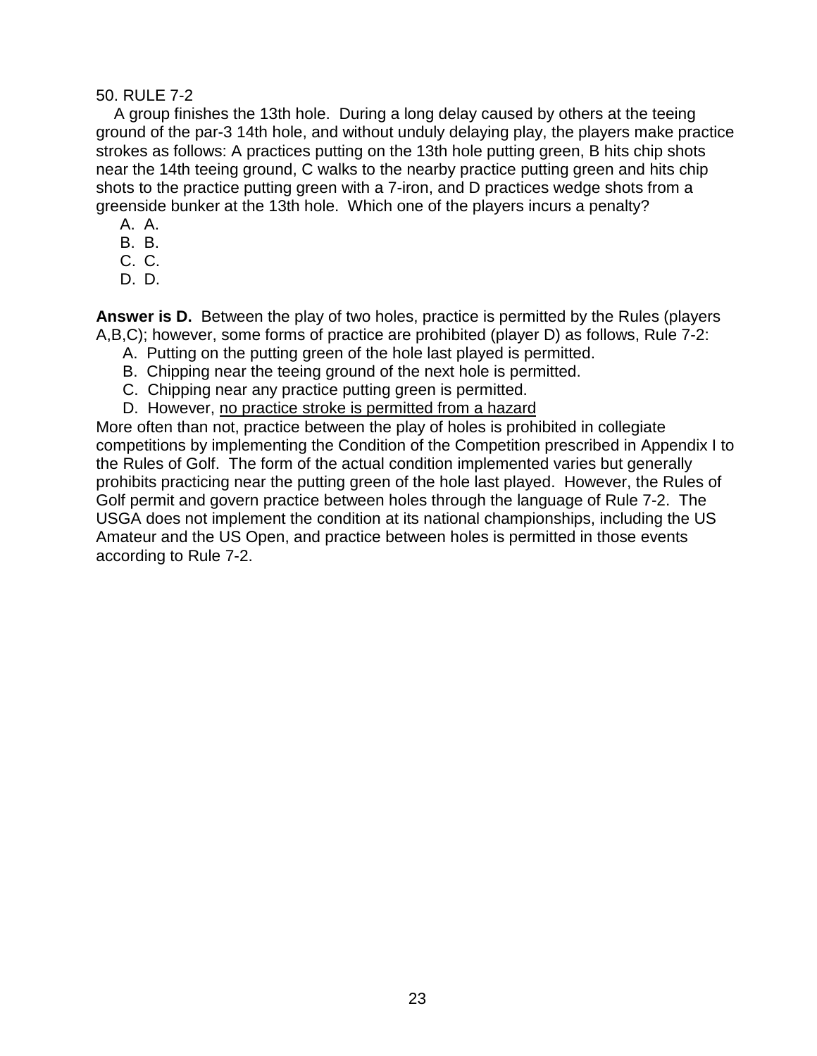50. RULE 7-2

A group finishes the 13th hole. During a long delay caused by others at the teeing ground of the par-3 14th hole, and without unduly delaying play, the players make practice strokes as follows: A practices putting on the 13th hole putting green, B hits chip shots near the 14th teeing ground, C walks to the nearby practice putting green and hits chip shots to the practice putting green with a 7-iron, and D practices wedge shots from a greenside bunker at the 13th hole. Which one of the players incurs a penalty?

A. A.
B. B.
C. C.
D. D.

**Answer is D.** Between the play of two holes, practice is permitted by the Rules (players A,B,C); however, some forms of practice are prohibited (player D) as follows, Rule 7-2:

A. Putting on the putting green of the hole last played is permitted.
B. Chipping near the teeing ground of the next hole is permitted.
C. Chipping near any practice putting green is permitted.
D. However, <u>no practice stroke is permitted from a hazard</u>

More often than not, practice between the play of holes is prohibited in collegiate competitions by implementing the Condition of the Competition prescribed in Appendix I to the Rules of Golf. The form of the actual condition implemented varies but generally prohibits practicing near the putting green of the hole last played. However, the Rules of Golf permit and govern practice between holes through the language of Rule 7-2. The USGA does not implement the condition at its national championships, including the US Amateur and the US Open, and practice between holes is permitted in those events according to Rule 7-2.